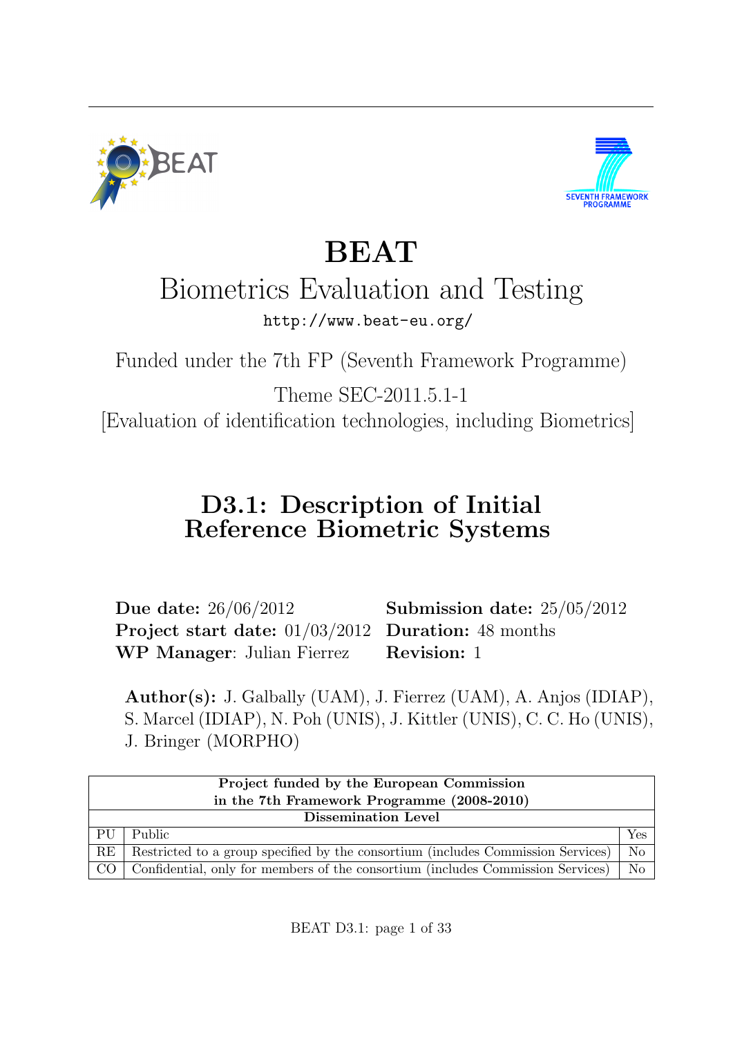# BEAT

## Biometrics Evaluation and Testing

http://www.beat-eu.org/

Funded under the 7th FP (Seventh Framework Programme)

Theme SEC-2011.5.1-1

[Evaluation of identification technologies, including Biometrics]

## D3.1: Description of Initial Reference Biometric Systems

**Due date:** 26/06/2012 **Submission date:** 25/05/2012
**Project start date:** 01/03/2012 **Duration:** 48 months
**WP Manager**: Julian Fierrez **Revision:** 1

**Author(s):** J. Galbally (UAM), J. Fierrez (UAM), A. Anjos (IDIAP), S. Marcel (IDIAP), N. Poh (UNIS), J. Kittler (UNIS), C. C. Ho (UNIS), J. Bringer (MORPHO)

| **Project funded by the European Commission in the 7th Framework Programme (2008-2010)** | | |
|---|---|---|
| **Dissemination Level** | | |
| PU | Public | Yes |
| RE | Restricted to a group specified by the consortium (includes Commission Services) | No |
| CO | Confidential, only for members of the consortium (includes Commission Services) | No |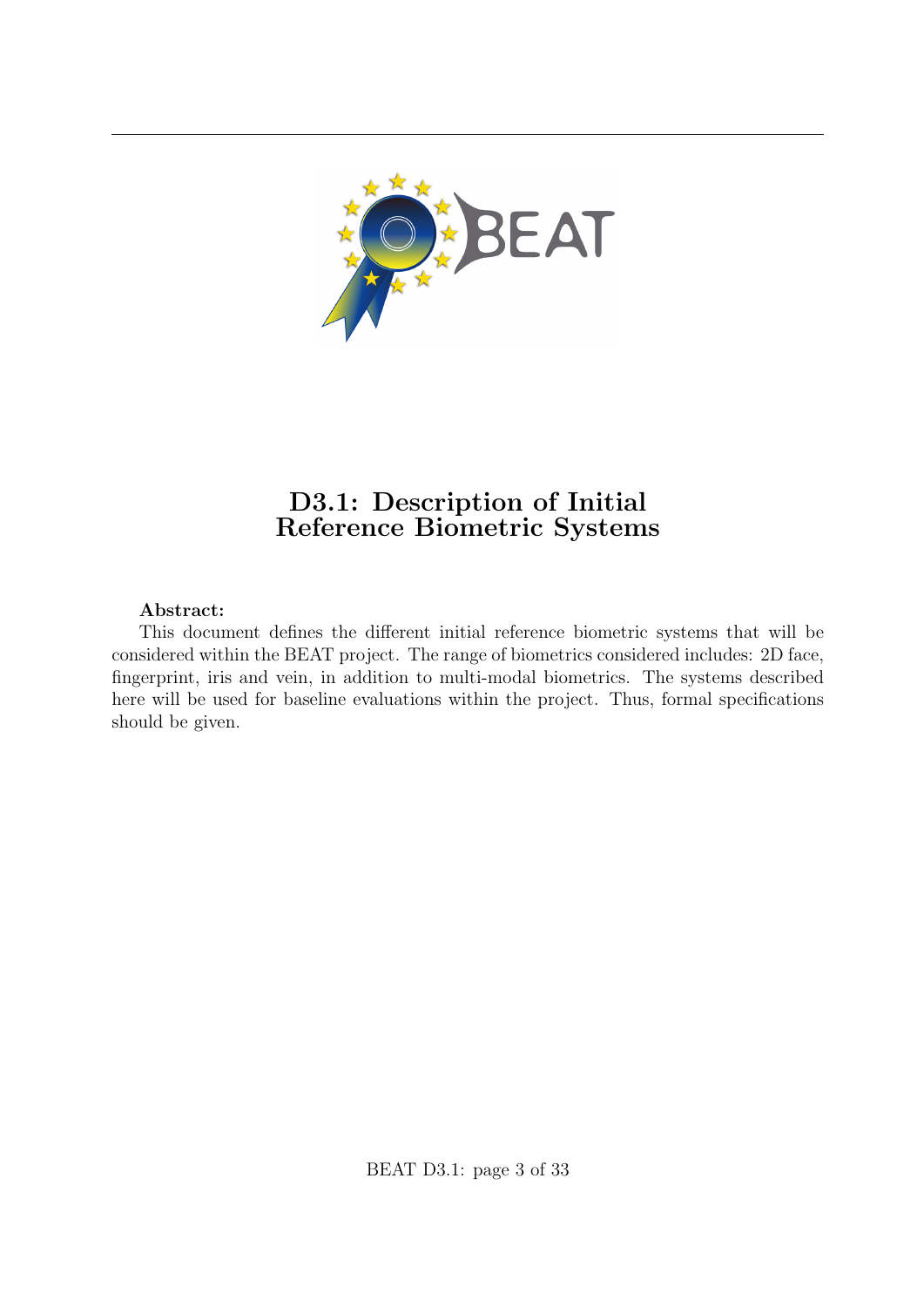# D3.1: Description of Initial Reference Biometric Systems

**Abstract:**

This document defines the different initial reference biometric systems that will be considered within the BEAT project. The range of biometrics considered includes: 2D face, fingerprint, iris and vein, in addition to multi-modal biometrics. The systems described here will be used for baseline evaluations within the project. Thus, formal specifications should be given.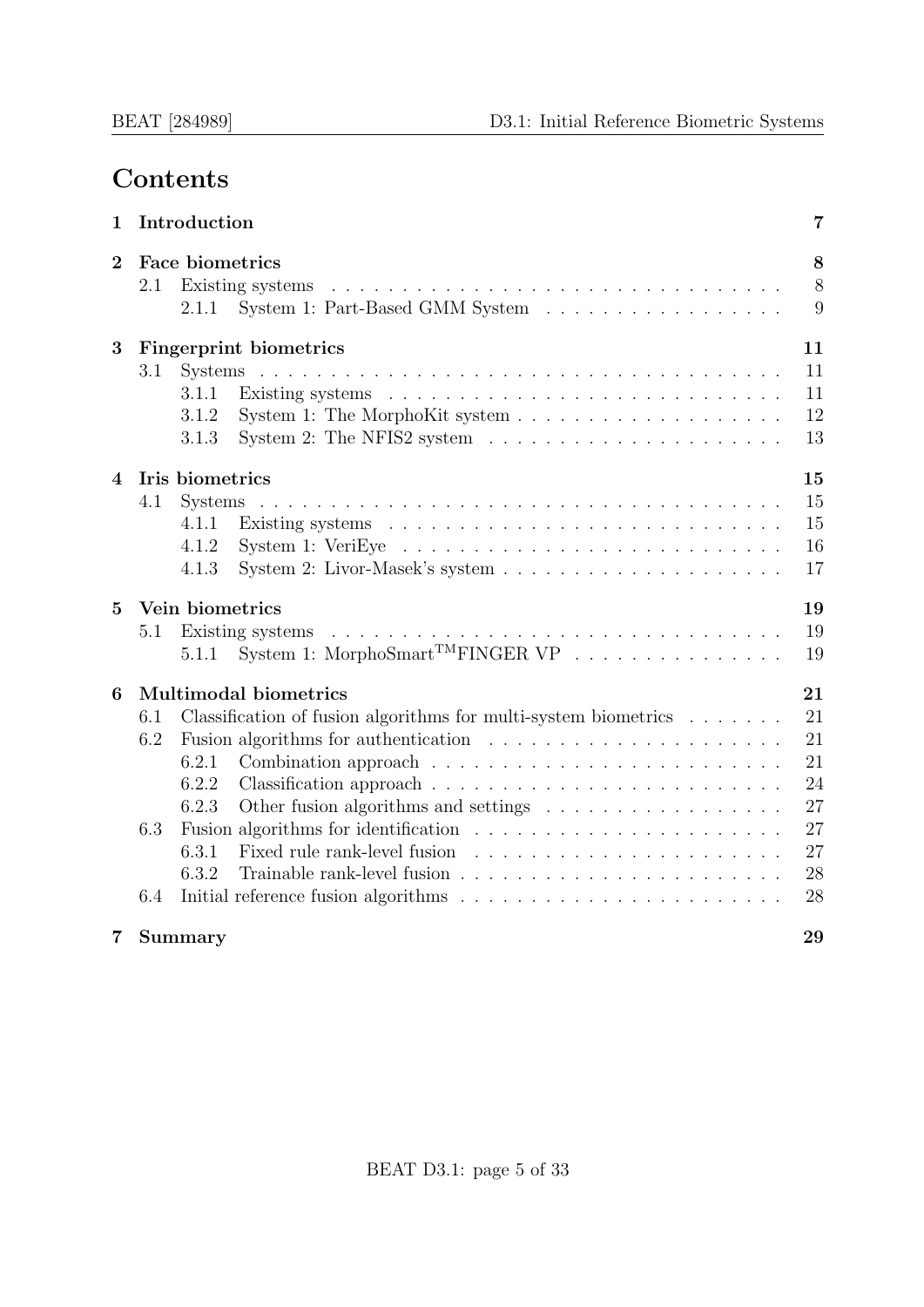# Contents

- **1 Introduction** — 7
- **2 Face biometrics** — 8
  - 2.1 Existing systems — 8
    - 2.1.1 System 1: Part-Based GMM System — 9
- **3 Fingerprint biometrics** — 11
  - 3.1 Systems — 11
    - 3.1.1 Existing systems — 11
    - 3.1.2 System 1: The MorphoKit system — 12
    - 3.1.3 System 2: The NFIS2 system — 13
- **4 Iris biometrics** — 15
  - 4.1 Systems — 15
    - 4.1.1 Existing systems — 15
    - 4.1.2 System 1: VeriEye — 16
    - 4.1.3 System 2: Livor-Masek's system — 17
- **5 Vein biometrics** — 19
  - 5.1 Existing systems — 19
    - 5.1.1 System 1: MorphoSmart$^{TM}$FINGER VP — 19
- **6 Multimodal biometrics** — 21
  - 6.1 Classification of fusion algorithms for multi-system biometrics — 21
  - 6.2 Fusion algorithms for authentication — 21
    - 6.2.1 Combination approach — 21
    - 6.2.2 Classification approach — 24
    - 6.2.3 Other fusion algorithms and settings — 27
  - 6.3 Fusion algorithms for identification — 27
    - 6.3.1 Fixed rule rank-level fusion — 27
    - 6.3.2 Trainable rank-level fusion — 28
  - 6.4 Initial reference fusion algorithms — 28
- **7 Summary** — 29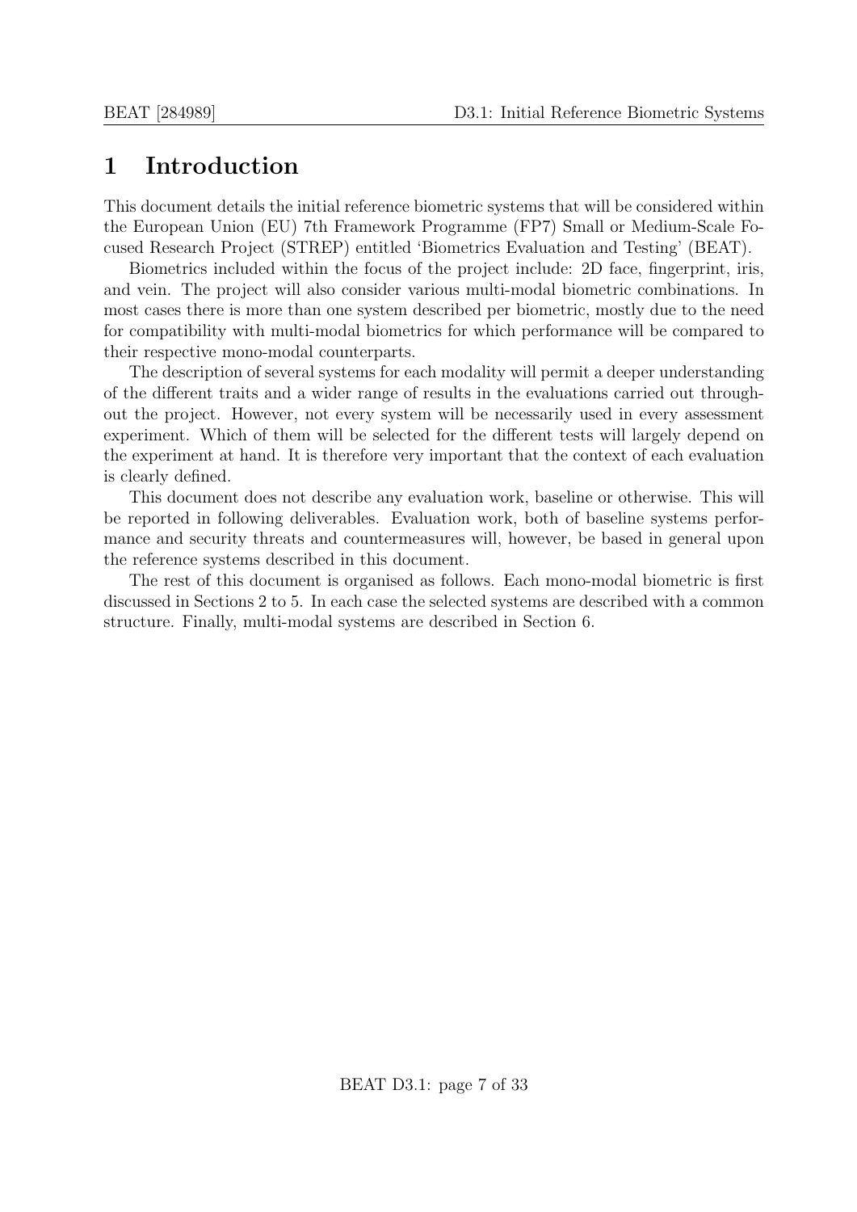# 1 Introduction

This document details the initial reference biometric systems that will be considered within the European Union (EU) 7th Framework Programme (FP7) Small or Medium-Scale Focused Research Project (STREP) entitled 'Biometrics Evaluation and Testing' (BEAT).

Biometrics included within the focus of the project include: 2D face, fingerprint, iris, and vein. The project will also consider various multi-modal biometric combinations. In most cases there is more than one system described per biometric, mostly due to the need for compatibility with multi-modal biometrics for which performance will be compared to their respective mono-modal counterparts.

The description of several systems for each modality will permit a deeper understanding of the different traits and a wider range of results in the evaluations carried out throughout the project. However, not every system will be necessarily used in every assessment experiment. Which of them will be selected for the different tests will largely depend on the experiment at hand. It is therefore very important that the context of each evaluation is clearly defined.

This document does not describe any evaluation work, baseline or otherwise. This will be reported in following deliverables. Evaluation work, both of baseline systems performance and security threats and countermeasures will, however, be based in general upon the reference systems described in this document.

The rest of this document is organised as follows. Each mono-modal biometric is first discussed in Sections 2 to 5. In each case the selected systems are described with a common structure. Finally, multi-modal systems are described in Section 6.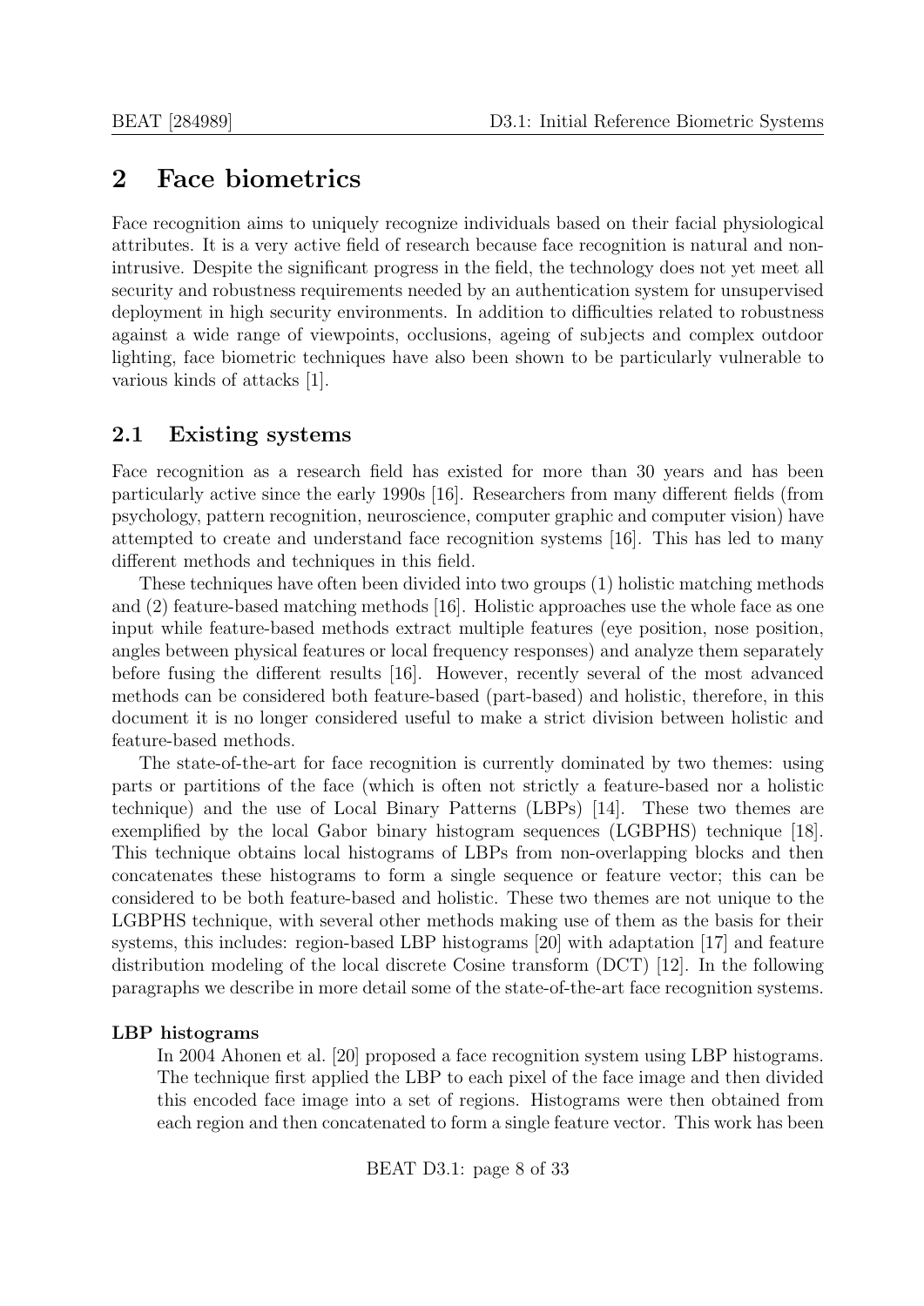# 2 Face biometrics

Face recognition aims to uniquely recognize individuals based on their facial physiological attributes. It is a very active field of research because face recognition is natural and non-intrusive. Despite the significant progress in the field, the technology does not yet meet all security and robustness requirements needed by an authentication system for unsupervised deployment in high security environments. In addition to difficulties related to robustness against a wide range of viewpoints, occlusions, ageing of subjects and complex outdoor lighting, face biometric techniques have also been shown to be particularly vulnerable to various kinds of attacks [1].

## 2.1 Existing systems

Face recognition as a research field has existed for more than 30 years and has been particularly active since the early 1990s [16]. Researchers from many different fields (from psychology, pattern recognition, neuroscience, computer graphic and computer vision) have attempted to create and understand face recognition systems [16]. This has led to many different methods and techniques in this field.

These techniques have often been divided into two groups (1) holistic matching methods and (2) feature-based matching methods [16]. Holistic approaches use the whole face as one input while feature-based methods extract multiple features (eye position, nose position, angles between physical features or local frequency responses) and analyze them separately before fusing the different results [16]. However, recently several of the most advanced methods can be considered both feature-based (part-based) and holistic, therefore, in this document it is no longer considered useful to make a strict division between holistic and feature-based methods.

The state-of-the-art for face recognition is currently dominated by two themes: using parts or partitions of the face (which is often not strictly a feature-based nor a holistic technique) and the use of Local Binary Patterns (LBPs) [14]. These two themes are exemplified by the local Gabor binary histogram sequences (LGBPHS) technique [18]. This technique obtains local histograms of LBPs from non-overlapping blocks and then concatenates these histograms to form a single sequence or feature vector; this can be considered to be both feature-based and holistic. These two themes are not unique to the LGBPHS technique, with several other methods making use of them as the basis for their systems, this includes: region-based LBP histograms [20] with adaptation [17] and feature distribution modeling of the local discrete Cosine transform (DCT) [12]. In the following paragraphs we describe in more detail some of the state-of-the-art face recognition systems.

**LBP histograms**

In 2004 Ahonen et al. [20] proposed a face recognition system using LBP histograms. The technique first applied the LBP to each pixel of the face image and then divided this encoded face image into a set of regions. Histograms were then obtained from each region and then concatenated to form a single feature vector. This work has been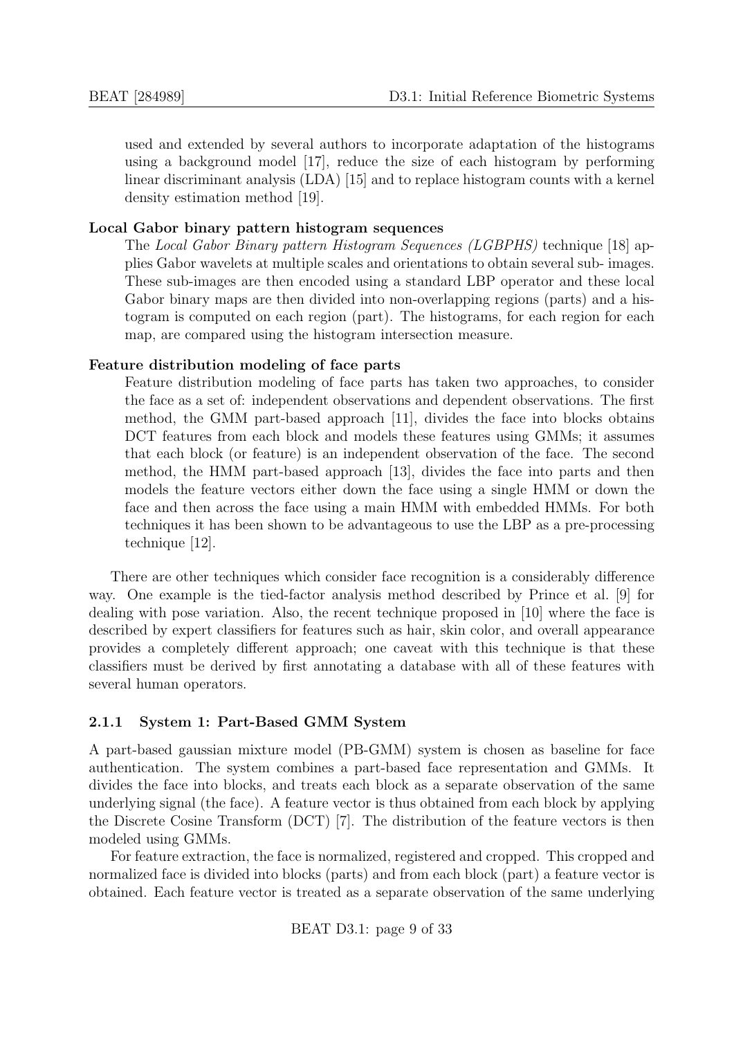used and extended by several authors to incorporate adaptation of the histograms using a background model [17], reduce the size of each histogram by performing linear discriminant analysis (LDA) [15] and to replace histogram counts with a kernel density estimation method [19].

**Local Gabor binary pattern histogram sequences**

The *Local Gabor Binary pattern Histogram Sequences (LGBPHS)* technique [18] applies Gabor wavelets at multiple scales and orientations to obtain several sub- images. These sub-images are then encoded using a standard LBP operator and these local Gabor binary maps are then divided into non-overlapping regions (parts) and a histogram is computed on each region (part). The histograms, for each region for each map, are compared using the histogram intersection measure.

**Feature distribution modeling of face parts**

Feature distribution modeling of face parts has taken two approaches, to consider the face as a set of: independent observations and dependent observations. The first method, the GMM part-based approach [11], divides the face into blocks obtains DCT features from each block and models these features using GMMs; it assumes that each block (or feature) is an independent observation of the face. The second method, the HMM part-based approach [13], divides the face into parts and then models the feature vectors either down the face using a single HMM or down the face and then across the face using a main HMM with embedded HMMs. For both techniques it has been shown to be advantageous to use the LBP as a pre-processing technique [12].

There are other techniques which consider face recognition is a considerably difference way. One example is the tied-factor analysis method described by Prince et al. [9] for dealing with pose variation. Also, the recent technique proposed in [10] where the face is described by expert classifiers for features such as hair, skin color, and overall appearance provides a completely different approach; one caveat with this technique is that these classifiers must be derived by first annotating a database with all of these features with several human operators.

### 2.1.1 System 1: Part-Based GMM System

A part-based gaussian mixture model (PB-GMM) system is chosen as baseline for face authentication. The system combines a part-based face representation and GMMs. It divides the face into blocks, and treats each block as a separate observation of the same underlying signal (the face). A feature vector is thus obtained from each block by applying the Discrete Cosine Transform (DCT) [7]. The distribution of the feature vectors is then modeled using GMMs.

For feature extraction, the face is normalized, registered and cropped. This cropped and normalized face is divided into blocks (parts) and from each block (part) a feature vector is obtained. Each feature vector is treated as a separate observation of the same underlying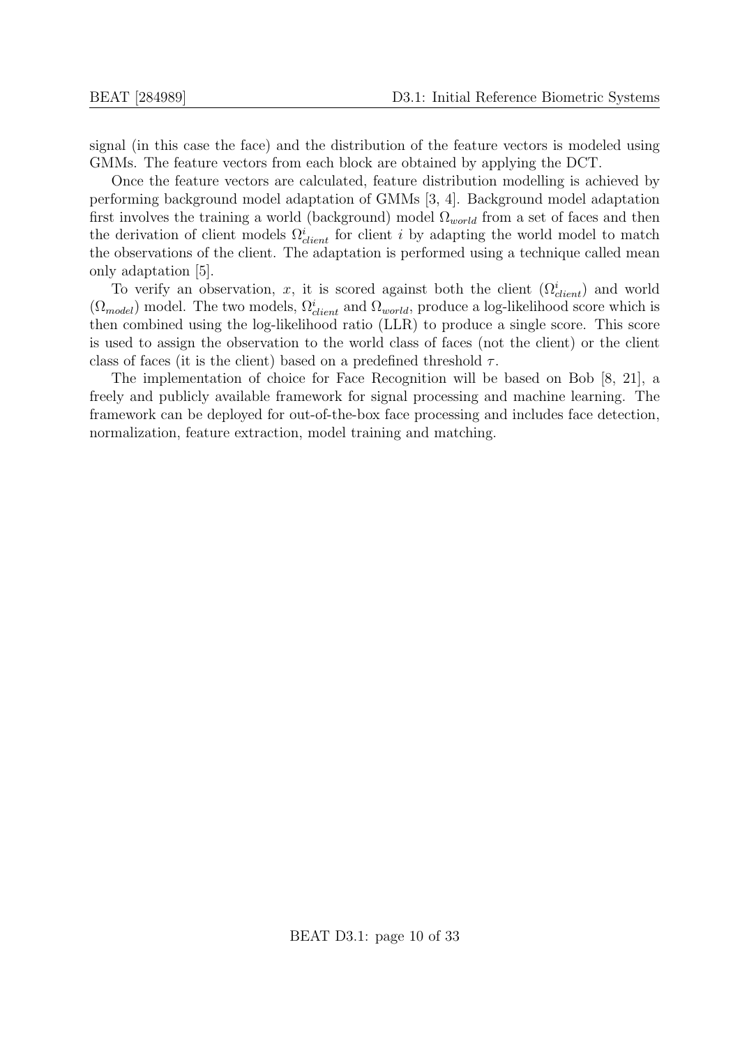signal (in this case the face) and the distribution of the feature vectors is modeled using GMMs. The feature vectors from each block are obtained by applying the DCT.

Once the feature vectors are calculated, feature distribution modelling is achieved by performing background model adaptation of GMMs [3, 4]. Background model adaptation first involves the training a world (background) model $\Omega_{world}$ from a set of faces and then the derivation of client models $\Omega^{i}_{client}$ for client $i$ by adapting the world model to match the observations of the client. The adaptation is performed using a technique called mean only adaptation [5].

To verify an observation, $x$, it is scored against both the client ($\Omega^{i}_{client}$) and world ($\Omega_{model}$) model. The two models, $\Omega^{i}_{client}$ and $\Omega_{world}$, produce a log-likelihood score which is then combined using the log-likelihood ratio (LLR) to produce a single score. This score is used to assign the observation to the world class of faces (not the client) or the client class of faces (it is the client) based on a predefined threshold $\tau$.

The implementation of choice for Face Recognition will be based on Bob [8, 21], a freely and publicly available framework for signal processing and machine learning. The framework can be deployed for out-of-the-box face processing and includes face detection, normalization, feature extraction, model training and matching.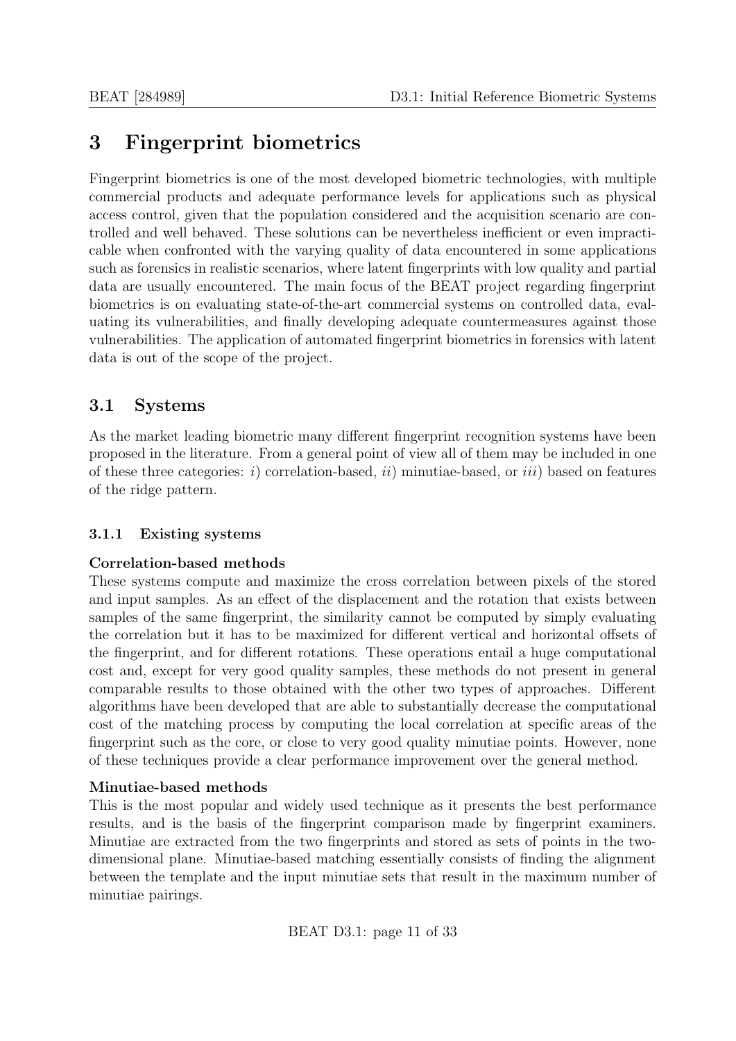# 3 Fingerprint biometrics

Fingerprint biometrics is one of the most developed biometric technologies, with multiple commercial products and adequate performance levels for applications such as physical access control, given that the population considered and the acquisition scenario are controlled and well behaved. These solutions can be nevertheless inefficient or even impracticable when confronted with the varying quality of data encountered in some applications such as forensics in realistic scenarios, where latent fingerprints with low quality and partial data are usually encountered. The main focus of the BEAT project regarding fingerprint biometrics is on evaluating state-of-the-art commercial systems on controlled data, evaluating its vulnerabilities, and finally developing adequate countermeasures against those vulnerabilities. The application of automated fingerprint biometrics in forensics with latent data is out of the scope of the project.

## 3.1 Systems

As the market leading biometric many different fingerprint recognition systems have been proposed in the literature. From a general point of view all of them may be included in one of these three categories: *i*) correlation-based, *ii*) minutiae-based, or *iii*) based on features of the ridge pattern.

### 3.1.1 Existing systems

**Correlation-based methods**
These systems compute and maximize the cross correlation between pixels of the stored and input samples. As an effect of the displacement and the rotation that exists between samples of the same fingerprint, the similarity cannot be computed by simply evaluating the correlation but it has to be maximized for different vertical and horizontal offsets of the fingerprint, and for different rotations. These operations entail a huge computational cost and, except for very good quality samples, these methods do not present in general comparable results to those obtained with the other two types of approaches. Different algorithms have been developed that are able to substantially decrease the computational cost of the matching process by computing the local correlation at specific areas of the fingerprint such as the core, or close to very good quality minutiae points. However, none of these techniques provide a clear performance improvement over the general method.

**Minutiae-based methods**
This is the most popular and widely used technique as it presents the best performance results, and is the basis of the fingerprint comparison made by fingerprint examiners. Minutiae are extracted from the two fingerprints and stored as sets of points in the two-dimensional plane. Minutiae-based matching essentially consists of finding the alignment between the template and the input minutiae sets that result in the maximum number of minutiae pairings.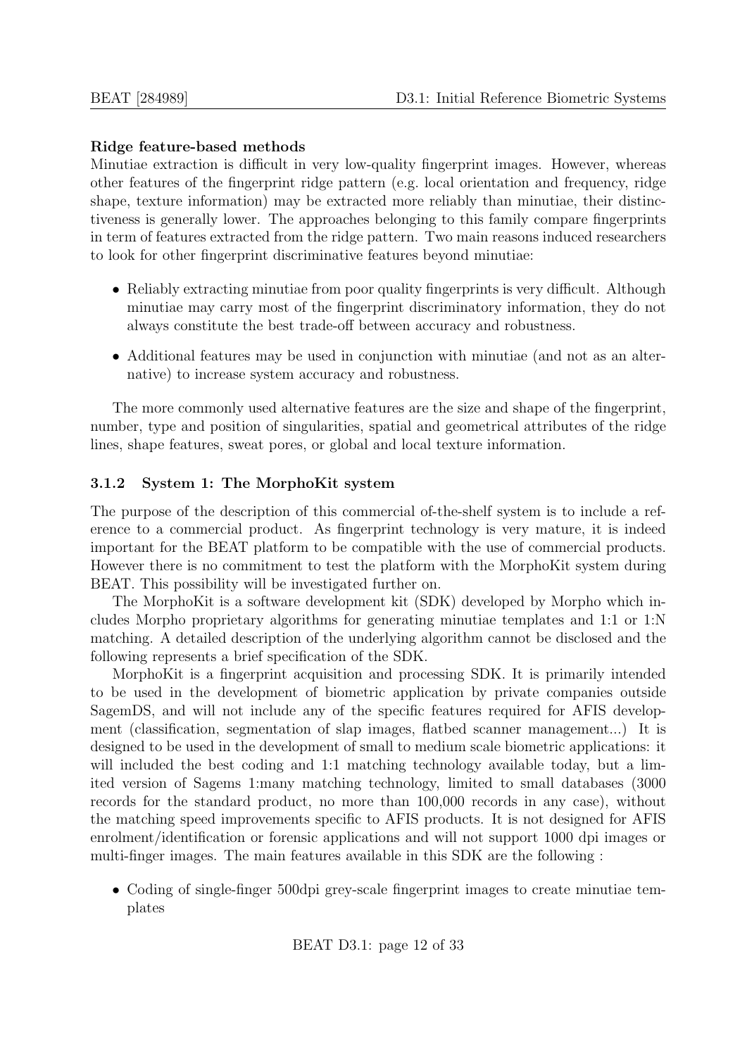**Ridge feature-based methods**

Minutiae extraction is difficult in very low-quality fingerprint images. However, whereas other features of the fingerprint ridge pattern (e.g. local orientation and frequency, ridge shape, texture information) may be extracted more reliably than minutiae, their distinctiveness is generally lower. The approaches belonging to this family compare fingerprints in term of features extracted from the ridge pattern. Two main reasons induced researchers to look for other fingerprint discriminative features beyond minutiae:

- Reliably extracting minutiae from poor quality fingerprints is very difficult. Although minutiae may carry most of the fingerprint discriminatory information, they do not always constitute the best trade-off between accuracy and robustness.
- Additional features may be used in conjunction with minutiae (and not as an alternative) to increase system accuracy and robustness.

The more commonly used alternative features are the size and shape of the fingerprint, number, type and position of singularities, spatial and geometrical attributes of the ridge lines, shape features, sweat pores, or global and local texture information.

### 3.1.2 System 1: The MorphoKit system

The purpose of the description of this commercial of-the-shelf system is to include a reference to a commercial product. As fingerprint technology is very mature, it is indeed important for the BEAT platform to be compatible with the use of commercial products. However there is no commitment to test the platform with the MorphoKit system during BEAT. This possibility will be investigated further on.

The MorphoKit is a software development kit (SDK) developed by Morpho which includes Morpho proprietary algorithms for generating minutiae templates and 1:1 or 1:N matching. A detailed description of the underlying algorithm cannot be disclosed and the following represents a brief specification of the SDK.

MorphoKit is a fingerprint acquisition and processing SDK. It is primarily intended to be used in the development of biometric application by private companies outside SagemDS, and will not include any of the specific features required for AFIS development (classification, segmentation of slap images, flatbed scanner management...) It is designed to be used in the development of small to medium scale biometric applications: it will included the best coding and 1:1 matching technology available today, but a limited version of Sagems 1:many matching technology, limited to small databases (3000 records for the standard product, no more than 100,000 records in any case), without the matching speed improvements specific to AFIS products. It is not designed for AFIS enrolment/identification or forensic applications and will not support 1000 dpi images or multi-finger images. The main features available in this SDK are the following :

- Coding of single-finger 500dpi grey-scale fingerprint images to create minutiae templates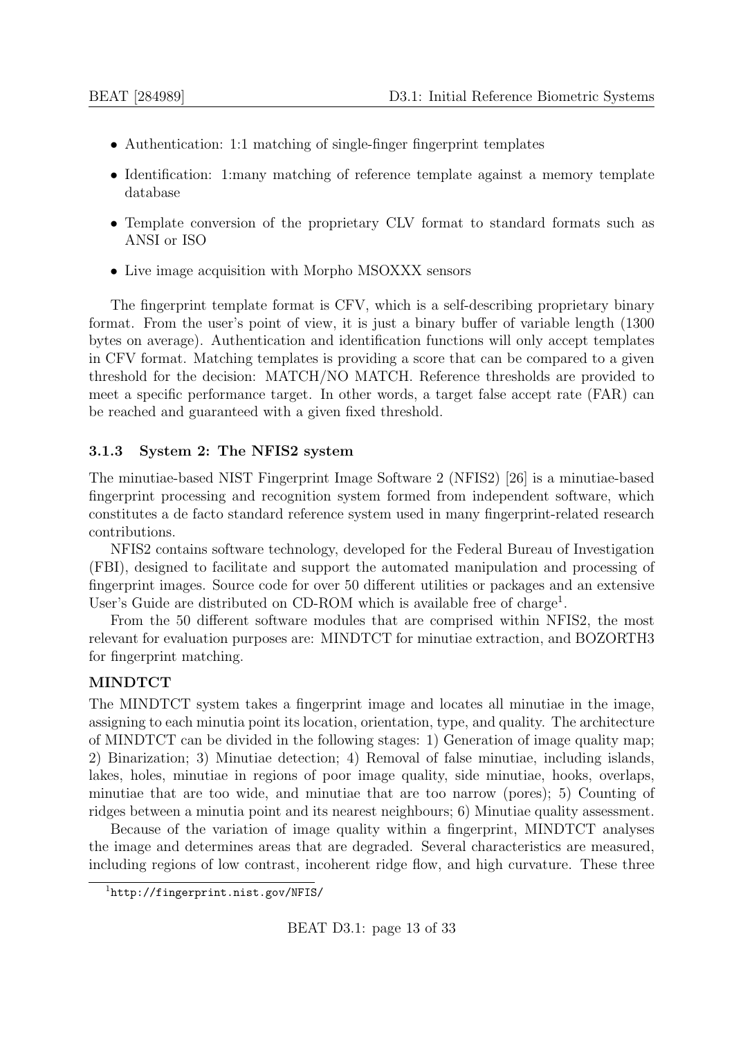- Authentication: 1:1 matching of single-finger fingerprint templates
- Identification: 1:many matching of reference template against a memory template database
- Template conversion of the proprietary CLV format to standard formats such as ANSI or ISO
- Live image acquisition with Morpho MSOXXX sensors

The fingerprint template format is CFV, which is a self-describing proprietary binary format. From the user's point of view, it is just a binary buffer of variable length (1300 bytes on average). Authentication and identification functions will only accept templates in CFV format. Matching templates is providing a score that can be compared to a given threshold for the decision: MATCH/NO MATCH. Reference thresholds are provided to meet a specific performance target. In other words, a target false accept rate (FAR) can be reached and guaranteed with a given fixed threshold.

#### 3.1.3 System 2: The NFIS2 system

The minutiae-based NIST Fingerprint Image Software 2 (NFIS2) [26] is a minutiae-based fingerprint processing and recognition system formed from independent software, which constitutes a de facto standard reference system used in many fingerprint-related research contributions.

NFIS2 contains software technology, developed for the Federal Bureau of Investigation (FBI), designed to facilitate and support the automated manipulation and processing of fingerprint images. Source code for over 50 different utilities or packages and an extensive User's Guide are distributed on CD-ROM which is available free of charge[1].

From the 50 different software modules that are comprised within NFIS2, the most relevant for evaluation purposes are: MINDTCT for minutiae extraction, and BOZORTH3 for fingerprint matching.

**MINDTCT**

The MINDTCT system takes a fingerprint image and locates all minutiae in the image, assigning to each minutia point its location, orientation, type, and quality. The architecture of MINDTCT can be divided in the following stages: 1) Generation of image quality map; 2) Binarization; 3) Minutiae detection; 4) Removal of false minutiae, including islands, lakes, holes, minutiae in regions of poor image quality, side minutiae, hooks, overlaps, minutiae that are too wide, and minutiae that are too narrow (pores); 5) Counting of ridges between a minutia point and its nearest neighbours; 6) Minutiae quality assessment.

Because of the variation of image quality within a fingerprint, MINDTCT analyses the image and determines areas that are degraded. Several characteristics are measured, including regions of low contrast, incoherent ridge flow, and high curvature. These three

[1] http://fingerprint.nist.gov/NFIS/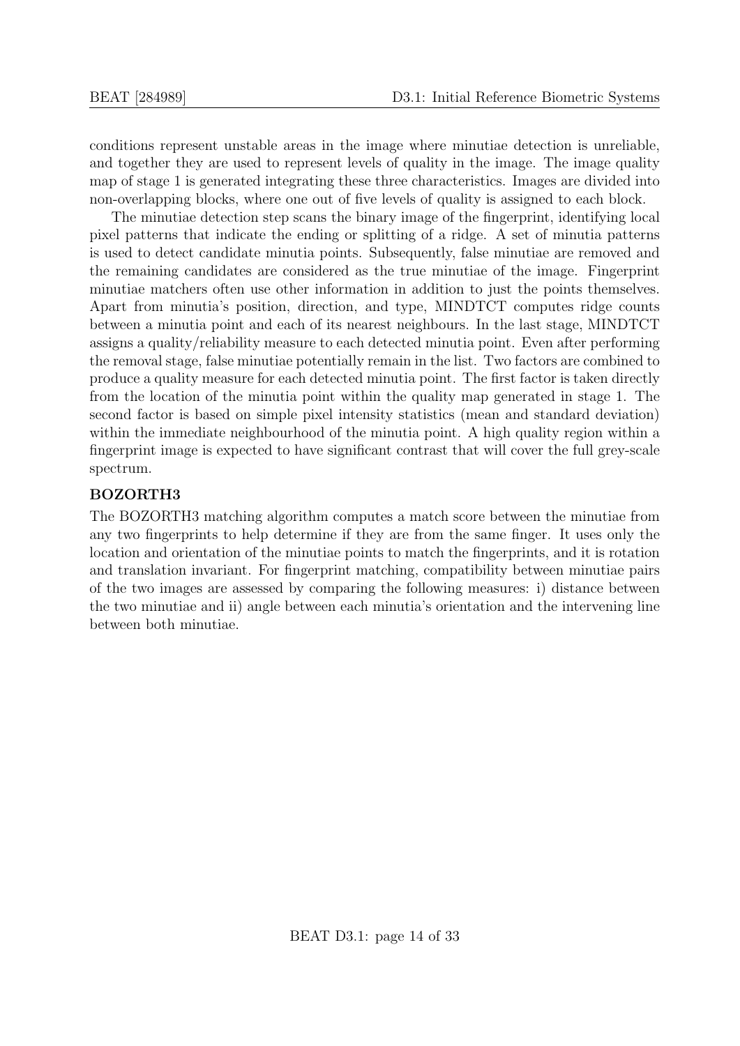conditions represent unstable areas in the image where minutiae detection is unreliable, and together they are used to represent levels of quality in the image. The image quality map of stage 1 is generated integrating these three characteristics. Images are divided into non-overlapping blocks, where one out of five levels of quality is assigned to each block.

The minutiae detection step scans the binary image of the fingerprint, identifying local pixel patterns that indicate the ending or splitting of a ridge. A set of minutia patterns is used to detect candidate minutia points. Subsequently, false minutiae are removed and the remaining candidates are considered as the true minutiae of the image. Fingerprint minutiae matchers often use other information in addition to just the points themselves. Apart from minutia's position, direction, and type, MINDTCT computes ridge counts between a minutia point and each of its nearest neighbours. In the last stage, MINDTCT assigns a quality/reliability measure to each detected minutia point. Even after performing the removal stage, false minutiae potentially remain in the list. Two factors are combined to produce a quality measure for each detected minutia point. The first factor is taken directly from the location of the minutia point within the quality map generated in stage 1. The second factor is based on simple pixel intensity statistics (mean and standard deviation) within the immediate neighbourhood of the minutia point. A high quality region within a fingerprint image is expected to have significant contrast that will cover the full grey-scale spectrum.

**BOZORTH3**

The BOZORTH3 matching algorithm computes a match score between the minutiae from any two fingerprints to help determine if they are from the same finger. It uses only the location and orientation of the minutiae points to match the fingerprints, and it is rotation and translation invariant. For fingerprint matching, compatibility between minutiae pairs of the two images are assessed by comparing the following measures: i) distance between the two minutiae and ii) angle between each minutia's orientation and the intervening line between both minutiae.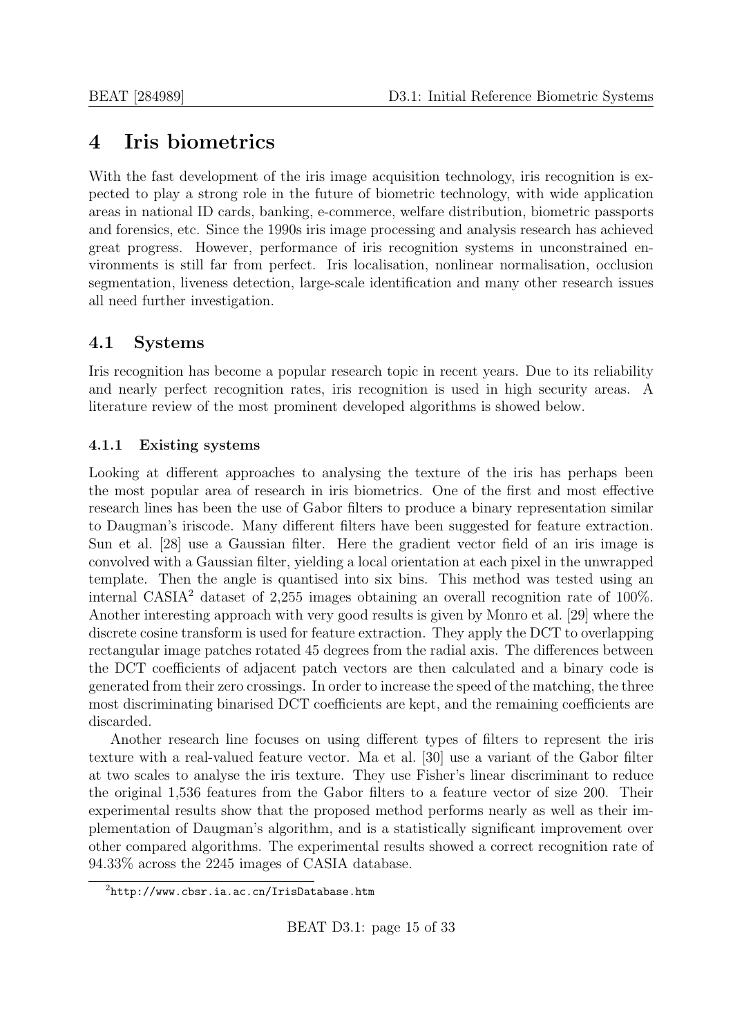# 4 Iris biometrics

With the fast development of the iris image acquisition technology, iris recognition is expected to play a strong role in the future of biometric technology, with wide application areas in national ID cards, banking, e-commerce, welfare distribution, biometric passports and forensics, etc. Since the 1990s iris image processing and analysis research has achieved great progress. However, performance of iris recognition systems in unconstrained environments is still far from perfect. Iris localisation, nonlinear normalisation, occlusion segmentation, liveness detection, large-scale identification and many other research issues all need further investigation.

## 4.1 Systems

Iris recognition has become a popular research topic in recent years. Due to its reliability and nearly perfect recognition rates, iris recognition is used in high security areas. A literature review of the most prominent developed algorithms is showed below.

### 4.1.1 Existing systems

Looking at different approaches to analysing the texture of the iris has perhaps been the most popular area of research in iris biometrics. One of the first and most effective research lines has been the use of Gabor filters to produce a binary representation similar to Daugman's iriscode. Many different filters have been suggested for feature extraction. Sun et al. [28] use a Gaussian filter. Here the gradient vector field of an iris image is convolved with a Gaussian filter, yielding a local orientation at each pixel in the unwrapped template. Then the angle is quantised into six bins. This method was tested using an internal CASIA[2] dataset of 2,255 images obtaining an overall recognition rate of 100%. Another interesting approach with very good results is given by Monro et al. [29] where the discrete cosine transform is used for feature extraction. They apply the DCT to overlapping rectangular image patches rotated 45 degrees from the radial axis. The differences between the DCT coefficients of adjacent patch vectors are then calculated and a binary code is generated from their zero crossings. In order to increase the speed of the matching, the three most discriminating binarised DCT coefficients are kept, and the remaining coefficients are discarded.

Another research line focuses on using different types of filters to represent the iris texture with a real-valued feature vector. Ma et al. [30] use a variant of the Gabor filter at two scales to analyse the iris texture. They use Fisher's linear discriminant to reduce the original 1,536 features from the Gabor filters to a feature vector of size 200. Their experimental results show that the proposed method performs nearly as well as their implementation of Daugman's algorithm, and is a statistically significant improvement over other compared algorithms. The experimental results showed a correct recognition rate of 94.33% across the 2245 images of CASIA database.

[2] http://www.cbsr.ia.ac.cn/IrisDatabase.htm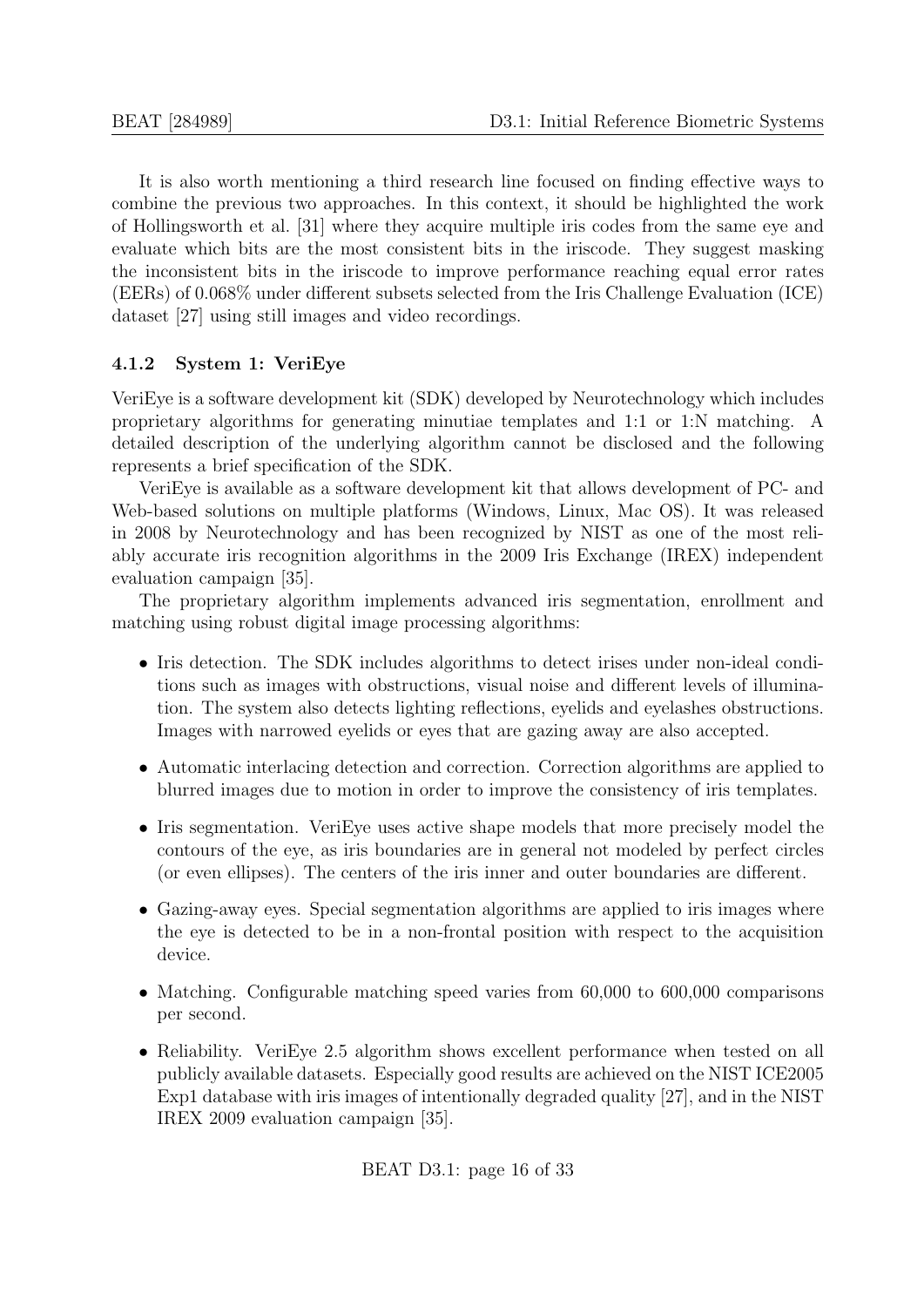It is also worth mentioning a third research line focused on finding effective ways to combine the previous two approaches. In this context, it should be highlighted the work of Hollingsworth et al. [31] where they acquire multiple iris codes from the same eye and evaluate which bits are the most consistent bits in the iriscode. They suggest masking the inconsistent bits in the iriscode to improve performance reaching equal error rates (EERs) of 0.068% under different subsets selected from the Iris Challenge Evaluation (ICE) dataset [27] using still images and video recordings.

#### 4.1.2 System 1: VeriEye

VeriEye is a software development kit (SDK) developed by Neurotechnology which includes proprietary algorithms for generating minutiae templates and 1:1 or 1:N matching. A detailed description of the underlying algorithm cannot be disclosed and the following represents a brief specification of the SDK.

VeriEye is available as a software development kit that allows development of PC- and Web-based solutions on multiple platforms (Windows, Linux, Mac OS). It was released in 2008 by Neurotechnology and has been recognized by NIST as one of the most reliably accurate iris recognition algorithms in the 2009 Iris Exchange (IREX) independent evaluation campaign [35].

The proprietary algorithm implements advanced iris segmentation, enrollment and matching using robust digital image processing algorithms:

- Iris detection. The SDK includes algorithms to detect irises under non-ideal conditions such as images with obstructions, visual noise and different levels of illumination. The system also detects lighting reflections, eyelids and eyelashes obstructions. Images with narrowed eyelids or eyes that are gazing away are also accepted.
- Automatic interlacing detection and correction. Correction algorithms are applied to blurred images due to motion in order to improve the consistency of iris templates.
- Iris segmentation. VeriEye uses active shape models that more precisely model the contours of the eye, as iris boundaries are in general not modeled by perfect circles (or even ellipses). The centers of the iris inner and outer boundaries are different.
- Gazing-away eyes. Special segmentation algorithms are applied to iris images where the eye is detected to be in a non-frontal position with respect to the acquisition device.
- Matching. Configurable matching speed varies from 60,000 to 600,000 comparisons per second.
- Reliability. VeriEye 2.5 algorithm shows excellent performance when tested on all publicly available datasets. Especially good results are achieved on the NIST ICE2005 Exp1 database with iris images of intentionally degraded quality [27], and in the NIST IREX 2009 evaluation campaign [35].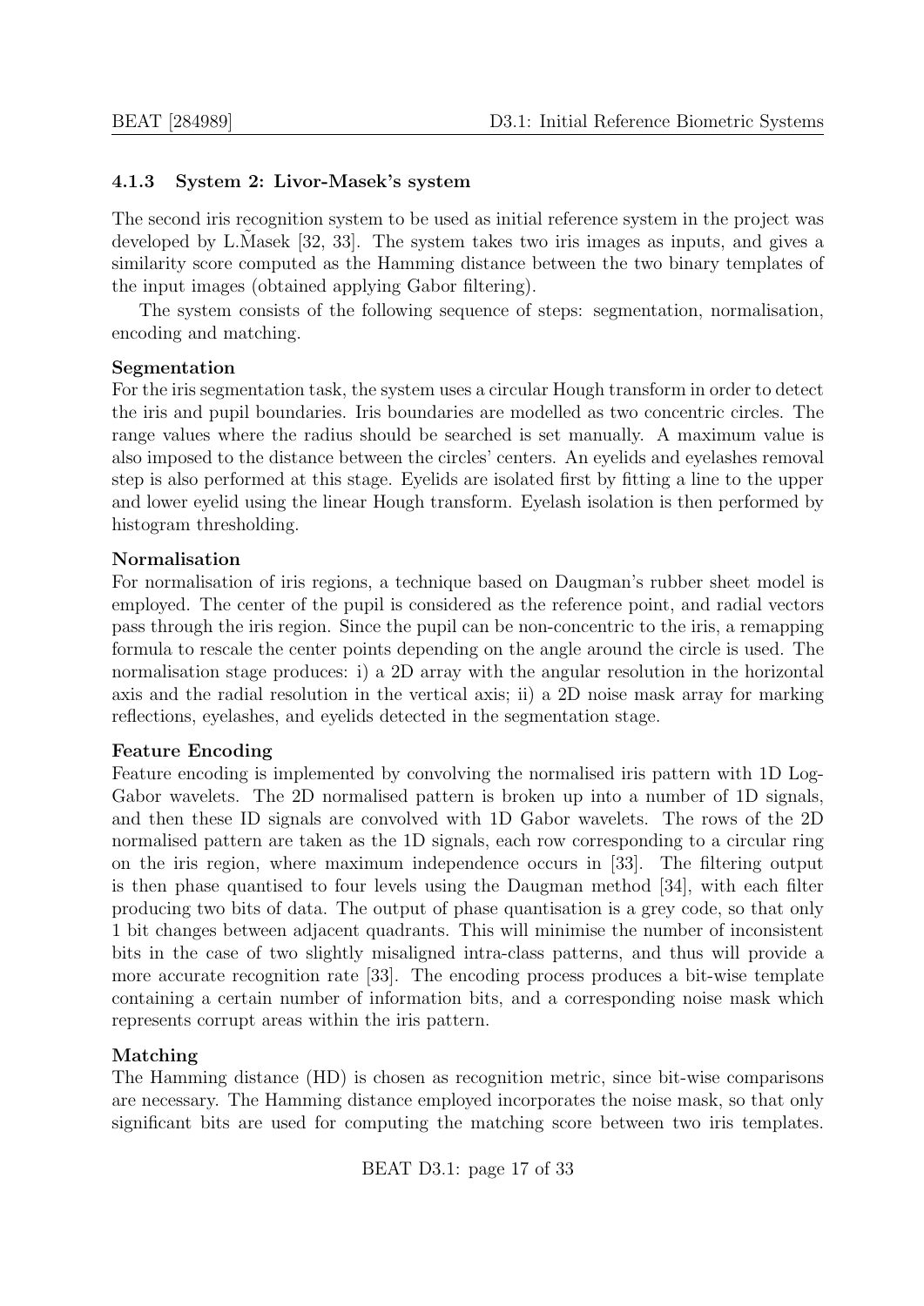### 4.1.3 System 2: Livor-Masek's system

The second iris recognition system to be used as initial reference system in the project was developed by L.M̃asek [32, 33]. The system takes two iris images as inputs, and gives a similarity score computed as the Hamming distance between the two binary templates of the input images (obtained applying Gabor filtering).

The system consists of the following sequence of steps: segmentation, normalisation, encoding and matching.

**Segmentation**
For the iris segmentation task, the system uses a circular Hough transform in order to detect the iris and pupil boundaries. Iris boundaries are modelled as two concentric circles. The range values where the radius should be searched is set manually. A maximum value is also imposed to the distance between the circles' centers. An eyelids and eyelashes removal step is also performed at this stage. Eyelids are isolated first by fitting a line to the upper and lower eyelid using the linear Hough transform. Eyelash isolation is then performed by histogram thresholding.

**Normalisation**
For normalisation of iris regions, a technique based on Daugman's rubber sheet model is employed. The center of the pupil is considered as the reference point, and radial vectors pass through the iris region. Since the pupil can be non-concentric to the iris, a remapping formula to rescale the center points depending on the angle around the circle is used. The normalisation stage produces: i) a 2D array with the angular resolution in the horizontal axis and the radial resolution in the vertical axis; ii) a 2D noise mask array for marking reflections, eyelashes, and eyelids detected in the segmentation stage.

**Feature Encoding**
Feature encoding is implemented by convolving the normalised iris pattern with 1D Log-Gabor wavelets. The 2D normalised pattern is broken up into a number of 1D signals, and then these ID signals are convolved with 1D Gabor wavelets. The rows of the 2D normalised pattern are taken as the 1D signals, each row corresponding to a circular ring on the iris region, where maximum independence occurs in [33]. The filtering output is then phase quantised to four levels using the Daugman method [34], with each filter producing two bits of data. The output of phase quantisation is a grey code, so that only 1 bit changes between adjacent quadrants. This will minimise the number of inconsistent bits in the case of two slightly misaligned intra-class patterns, and thus will provide a more accurate recognition rate [33]. The encoding process produces a bit-wise template containing a certain number of information bits, and a corresponding noise mask which represents corrupt areas within the iris pattern.

**Matching**
The Hamming distance (HD) is chosen as recognition metric, since bit-wise comparisons are necessary. The Hamming distance employed incorporates the noise mask, so that only significant bits are used for computing the matching score between two iris templates.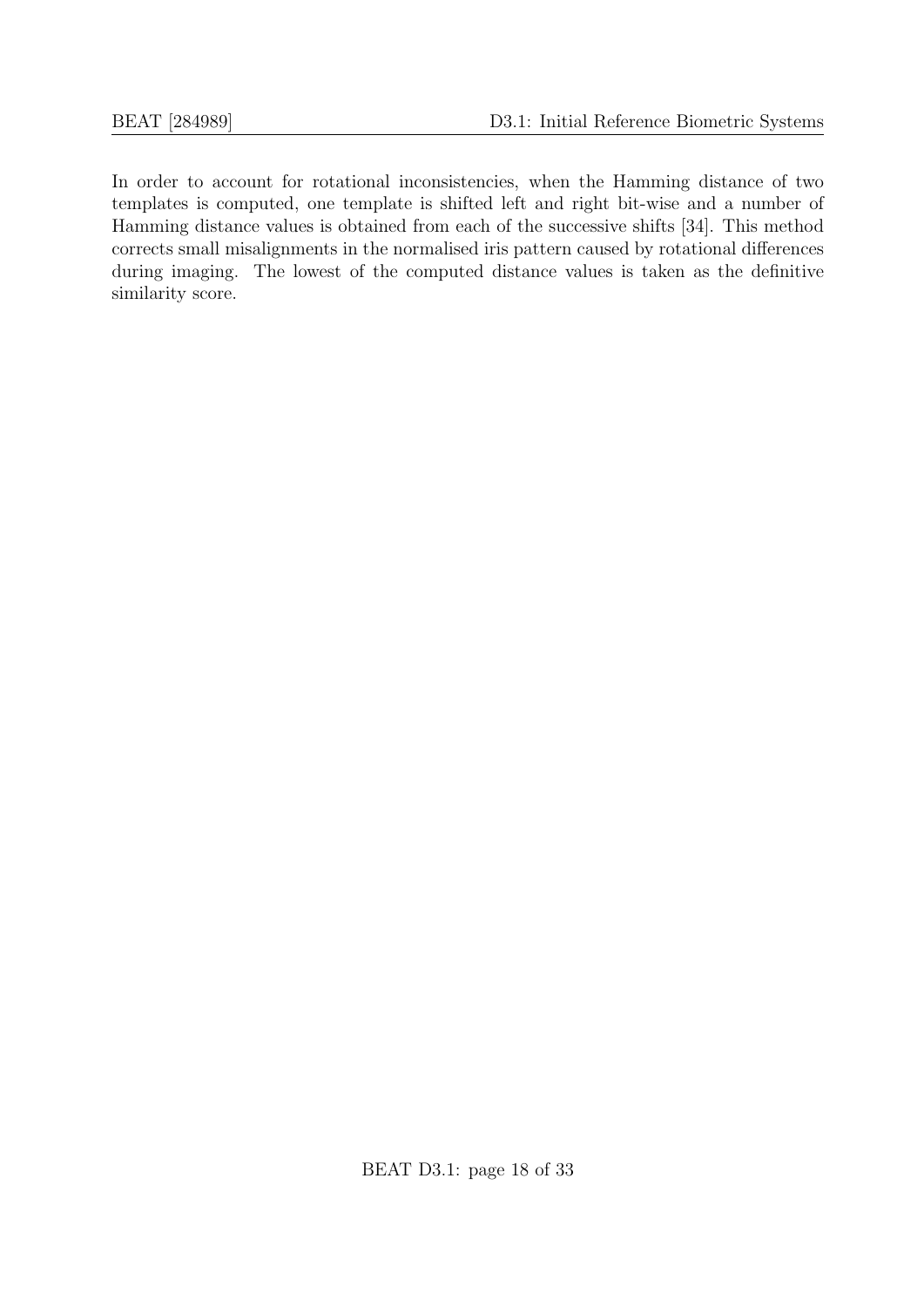In order to account for rotational inconsistencies, when the Hamming distance of two templates is computed, one template is shifted left and right bit-wise and a number of Hamming distance values is obtained from each of the successive shifts [34]. This method corrects small misalignments in the normalised iris pattern caused by rotational differences during imaging. The lowest of the computed distance values is taken as the definitive similarity score.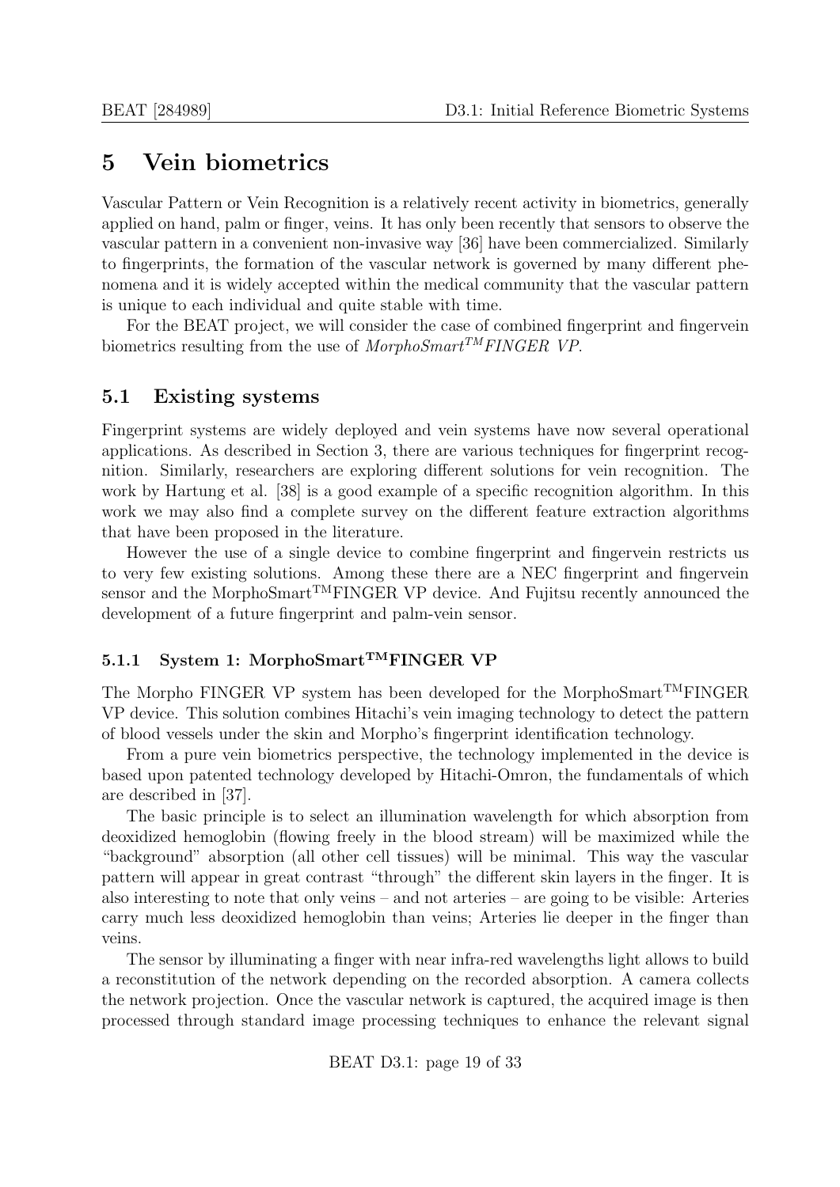# 5 Vein biometrics

Vascular Pattern or Vein Recognition is a relatively recent activity in biometrics, generally applied on hand, palm or finger, veins. It has only been recently that sensors to observe the vascular pattern in a convenient non-invasive way [36] have been commercialized. Similarly to fingerprints, the formation of the vascular network is governed by many different phenomena and it is widely accepted within the medical community that the vascular pattern is unique to each individual and quite stable with time.

For the BEAT project, we will consider the case of combined fingerprint and fingervein biometrics resulting from the use of *MorphoSmart™FINGER VP*.

## 5.1 Existing systems

Fingerprint systems are widely deployed and vein systems have now several operational applications. As described in Section 3, there are various techniques for fingerprint recognition. Similarly, researchers are exploring different solutions for vein recognition. The work by Hartung et al. [38] is a good example of a specific recognition algorithm. In this work we may also find a complete survey on the different feature extraction algorithms that have been proposed in the literature.

However the use of a single device to combine fingerprint and fingervein restricts us to very few existing solutions. Among these there are a NEC fingerprint and fingervein sensor and the MorphoSmart™FINGER VP device. And Fujitsu recently announced the development of a future fingerprint and palm-vein sensor.

### 5.1.1 System 1: MorphoSmart™FINGER VP

The Morpho FINGER VP system has been developed for the MorphoSmart™FINGER VP device. This solution combines Hitachi's vein imaging technology to detect the pattern of blood vessels under the skin and Morpho's fingerprint identification technology.

From a pure vein biometrics perspective, the technology implemented in the device is based upon patented technology developed by Hitachi-Omron, the fundamentals of which are described in [37].

The basic principle is to select an illumination wavelength for which absorption from deoxidized hemoglobin (flowing freely in the blood stream) will be maximized while the "background" absorption (all other cell tissues) will be minimal. This way the vascular pattern will appear in great contrast "through" the different skin layers in the finger. It is also interesting to note that only veins – and not arteries – are going to be visible: Arteries carry much less deoxidized hemoglobin than veins; Arteries lie deeper in the finger than veins.

The sensor by illuminating a finger with near infra-red wavelengths light allows to build a reconstitution of the network depending on the recorded absorption. A camera collects the network projection. Once the vascular network is captured, the acquired image is then processed through standard image processing techniques to enhance the relevant signal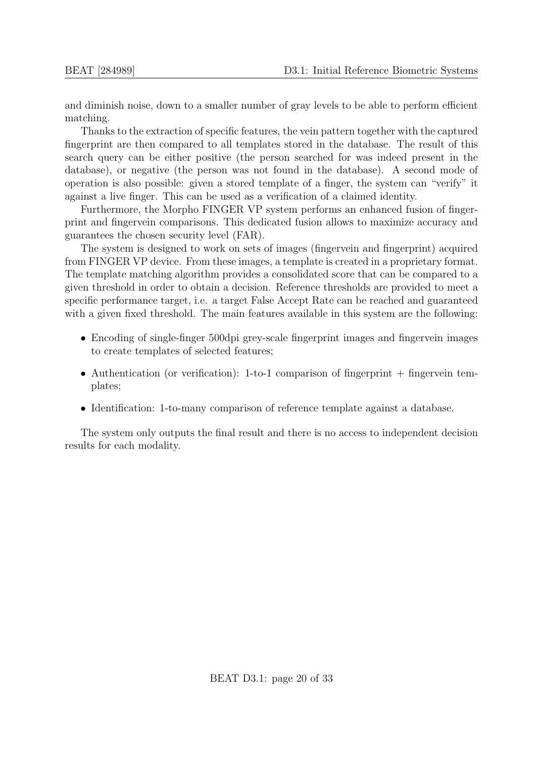and diminish noise, down to a smaller number of gray levels to be able to perform efficient matching.

Thanks to the extraction of specific features, the vein pattern together with the captured fingerprint are then compared to all templates stored in the database. The result of this search query can be either positive (the person searched for was indeed present in the database), or negative (the person was not found in the database). A second mode of operation is also possible: given a stored template of a finger, the system can "verify" it against a live finger. This can be used as a verification of a claimed identity.

Furthermore, the Morpho FINGER VP system performs an enhanced fusion of fingerprint and fingervein comparisons. This dedicated fusion allows to maximize accuracy and guarantees the chosen security level (FAR).

The system is designed to work on sets of images (fingervein and fingerprint) acquired from FINGER VP device. From these images, a template is created in a proprietary format. The template matching algorithm provides a consolidated score that can be compared to a given threshold in order to obtain a decision. Reference thresholds are provided to meet a specific performance target, i.e. a target False Accept Rate can be reached and guaranteed with a given fixed threshold. The main features available in this system are the following:

- Encoding of single-finger 500dpi grey-scale fingerprint images and fingervein images to create templates of selected features;
- Authentication (or verification): 1-to-1 comparison of fingerprint + fingervein templates;
- Identification: 1-to-many comparison of reference template against a database.

The system only outputs the final result and there is no access to independent decision results for each modality.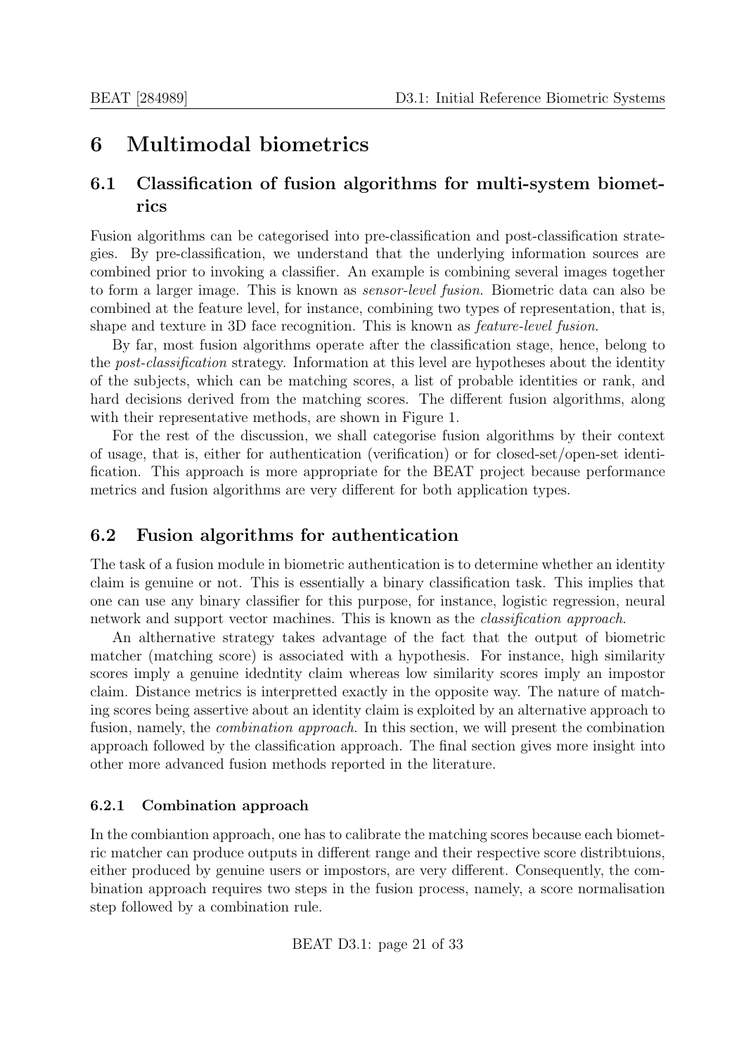# 6 Multimodal biometrics

## 6.1 Classification of fusion algorithms for multi-system biometrics

Fusion algorithms can be categorised into pre-classification and post-classification strategies. By pre-classification, we understand that the underlying information sources are combined prior to invoking a classifier. An example is combining several images together to form a larger image. This is known as *sensor-level fusion*. Biometric data can also be combined at the feature level, for instance, combining two types of representation, that is, shape and texture in 3D face recognition. This is known as *feature-level fusion*.

By far, most fusion algorithms operate after the classification stage, hence, belong to the *post-classification* strategy. Information at this level are hypotheses about the identity of the subjects, which can be matching scores, a list of probable identities or rank, and hard decisions derived from the matching scores. The different fusion algorithms, along with their representative methods, are shown in Figure 1.

For the rest of the discussion, we shall categorise fusion algorithms by their context of usage, that is, either for authentication (verification) or for closed-set/open-set identification. This approach is more appropriate for the BEAT project because performance metrics and fusion algorithms are very different for both application types.

## 6.2 Fusion algorithms for authentication

The task of a fusion module in biometric authentication is to determine whether an identity claim is genuine or not. This is essentially a binary classification task. This implies that one can use any binary classifier for this purpose, for instance, logistic regression, neural network and support vector machines. This is known as the *classification approach*.

An althernative strategy takes advantage of the fact that the output of biometric matcher (matching score) is associated with a hypothesis. For instance, high similarity scores imply a genuine idedntity claim whereas low similarity scores imply an impostor claim. Distance metrics is interpretted exactly in the opposite way. The nature of matching scores being assertive about an identity claim is exploited by an alternative approach to fusion, namely, the *combination approach*. In this section, we will present the combination approach followed by the classification approach. The final section gives more insight into other more advanced fusion methods reported in the literature.

### 6.2.1 Combination approach

In the combiantion approach, one has to calibrate the matching scores because each biometric matcher can produce outputs in different range and their respective score distribtuions, either produced by genuine users or impostors, are very different. Consequently, the combination approach requires two steps in the fusion process, namely, a score normalisation step followed by a combination rule.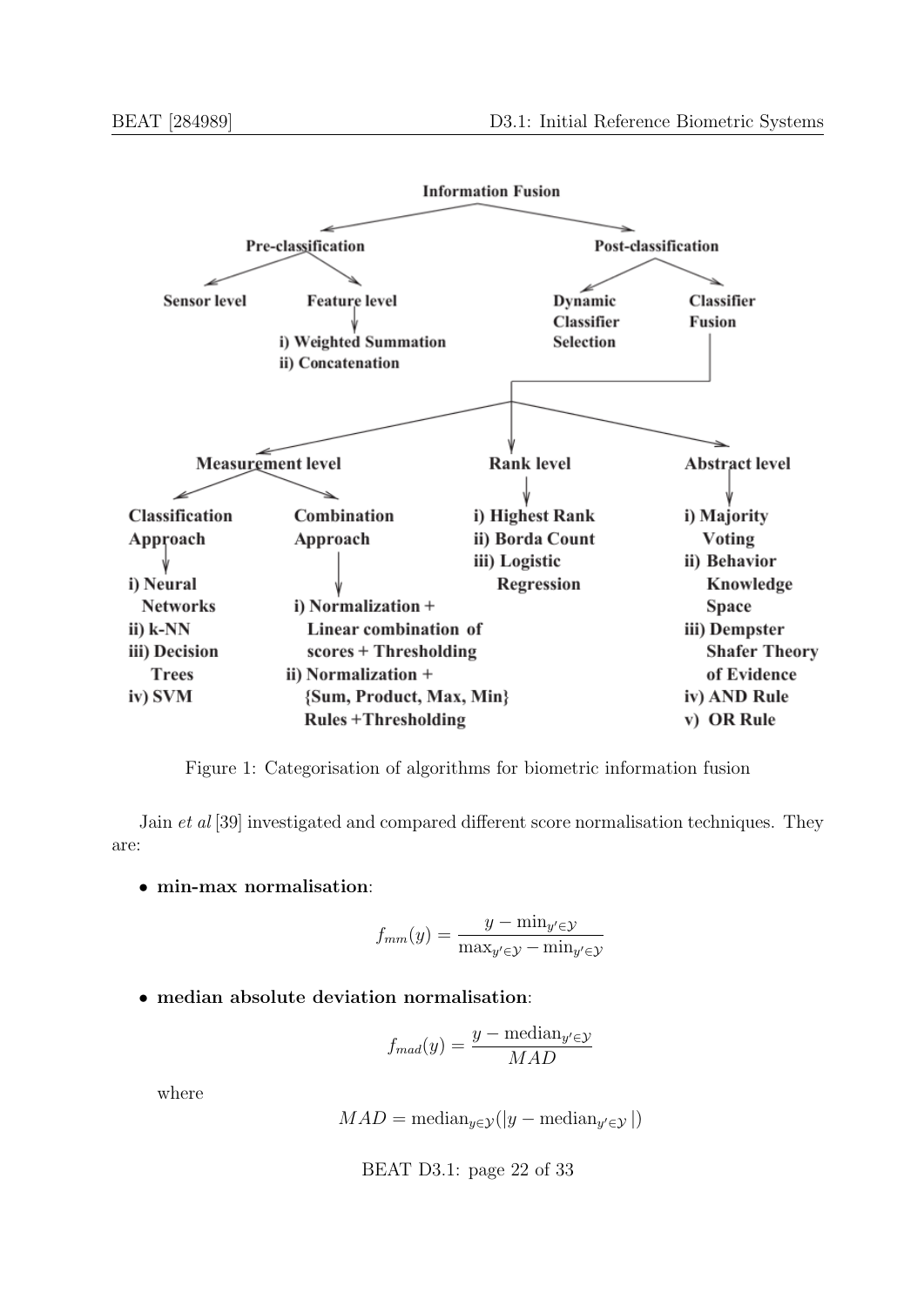Information Fusion

- Pre-classification
  - Sensor level
  - Feature level
    - i) Weighted Summation
    - ii) Concatenation
- Post-classification
  - Dynamic Classifier Selection
  - Classifier Fusion
    - Measurement level
      - Classification Approach
        - i) Neural Networks
        - ii) k-NN
        - iii) Decision Trees
        - iv) SVM
      - Combination Approach
        - i) Normalization + Linear combination of scores + Thresholding
        - ii) Normalization + {Sum, Product, Max, Min} Rules +Thresholding
    - Rank level
      - i) Highest Rank
      - ii) Borda Count
      - iii) Logistic Regression
    - Abstract level
      - i) Majority Voting
      - ii) Behavior Knowledge Space
      - iii) Dempster Shafer Theory of Evidence
      - iv) AND Rule
      - v) OR Rule

Figure 1: Categorisation of algorithms for biometric information fusion

Jain *et al* [39] investigated and compared different score normalisation techniques. They are:

- **min-max normalisation**:

$$f_{mm}(y) = \frac{y - \min_{y' \in \mathcal{Y}}}{\max_{y' \in \mathcal{Y}} - \min_{y' \in \mathcal{Y}}}$$

- **median absolute deviation normalisation**:

$$f_{mad}(y) = \frac{y - \text{median}_{y' \in \mathcal{Y}}}{MAD}$$

where

$$MAD = \text{median}_{y \in \mathcal{Y}}(|y - \text{median}_{y' \in \mathcal{Y}}|)$$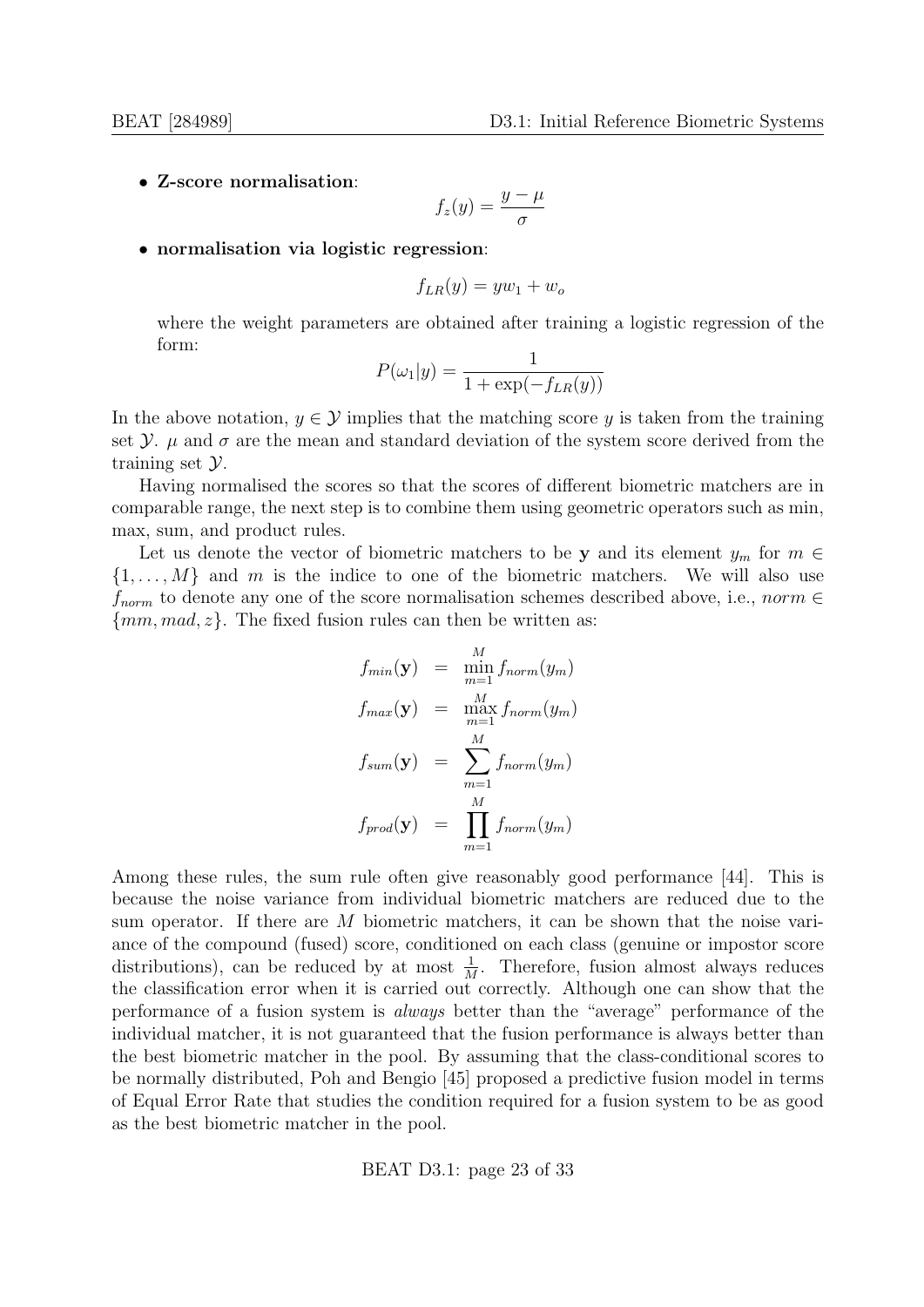- **Z-score normalisation**:

$$f_z(y) = \frac{y - \mu}{\sigma}$$

- **normalisation via logistic regression**:

$$f_{LR}(y) = yw_1 + w_o$$

where the weight parameters are obtained after training a logistic regression of the form:

$$P(\omega_1|y) = \frac{1}{1 + \exp(-f_{LR}(y))}$$

In the above notation, $y \in \mathcal{Y}$ implies that the matching score $y$ is taken from the training set $\mathcal{Y}$. $\mu$ and $\sigma$ are the mean and standard deviation of the system score derived from the training set $\mathcal{Y}$.

Having normalised the scores so that the scores of different biometric matchers are in comparable range, the next step is to combine them using geometric operators such as min, max, sum, and product rules.

Let us denote the vector of biometric matchers to be $\mathbf{y}$ and its element $y_m$ for $m \in \{1, \ldots, M\}$ and $m$ is the indice to one of the biometric matchers. We will also use $f_{norm}$ to denote any one of the score normalisation schemes described above, i.e., $norm \in \{mm, mad, z\}$. The fixed fusion rules can then be written as:

$$\begin{aligned}
f_{min}(\mathbf{y}) &= \min_{m=1}^{M} f_{norm}(y_m) \\
f_{max}(\mathbf{y}) &= \max_{m=1}^{M} f_{norm}(y_m) \\
f_{sum}(\mathbf{y}) &= \sum_{m=1}^{M} f_{norm}(y_m) \\
f_{prod}(\mathbf{y}) &= \prod_{m=1}^{M} f_{norm}(y_m)
\end{aligned}$$

Among these rules, the sum rule often give reasonably good performance [44]. This is because the noise variance from individual biometric matchers are reduced due to the sum operator. If there are $M$ biometric matchers, it can be shown that the noise variance of the compound (fused) score, conditioned on each class (genuine or impostor score distributions), can be reduced by at most $\frac{1}{M}$. Therefore, fusion almost always reduces the classification error when it is carried out correctly. Although one can show that the performance of a fusion system is *always* better than the "average" performance of the individual matcher, it is not guaranteed that the fusion performance is always better than the best biometric matcher in the pool. By assuming that the class-conditional scores to be normally distributed, Poh and Bengio [45] proposed a predictive fusion model in terms of Equal Error Rate that studies the condition required for a fusion system to be as good as the best biometric matcher in the pool.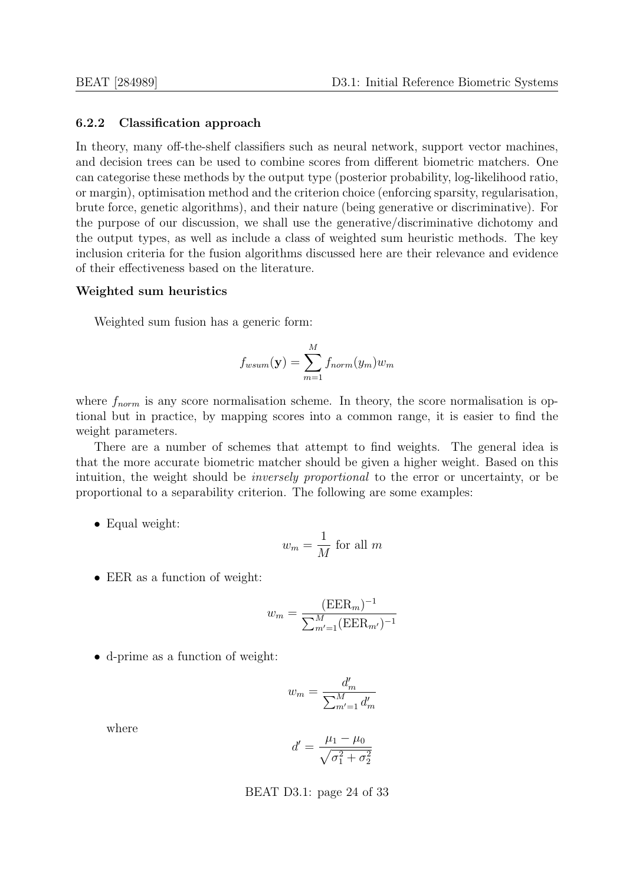### 6.2.2 Classification approach

In theory, many off-the-shelf classifiers such as neural network, support vector machines, and decision trees can be used to combine scores from different biometric matchers. One can categorise these methods by the output type (posterior probability, log-likelihood ratio, or margin), optimisation method and the criterion choice (enforcing sparsity, regularisation, brute force, genetic algorithms), and their nature (being generative or discriminative). For the purpose of our discussion, we shall use the generative/discriminative dichotomy and the output types, as well as include a class of weighted sum heuristic methods. The key inclusion criteria for the fusion algorithms discussed here are their relevance and evidence of their effectiveness based on the literature.

**Weighted sum heuristics**

Weighted sum fusion has a generic form:

$$f_{wsum}(\mathbf{y}) = \sum_{m=1}^{M} f_{norm}(y_m) w_m$$

where $f_{norm}$ is any score normalisation scheme. In theory, the score normalisation is optional but in practice, by mapping scores into a common range, it is easier to find the weight parameters.

There are a number of schemes that attempt to find weights. The general idea is that the more accurate biometric matcher should be given a higher weight. Based on this intuition, the weight should be *inversely proportional* to the error or uncertainty, or be proportional to a separability criterion. The following are some examples:

- Equal weight:

$$w_m = \frac{1}{M} \text{ for all } m$$

- EER as a function of weight:

$$w_m = \frac{(\text{EER}_m)^{-1}}{\sum_{m'=1}^{M} (\text{EER}_{m'})^{-1}}$$

- d-prime as a function of weight:

$$w_m = \frac{d'_m}{\sum_{m'=1}^{M} d'_m}$$

  where

$$d' = \frac{\mu_1 - \mu_0}{\sqrt{\sigma_1^2 + \sigma_2^2}}$$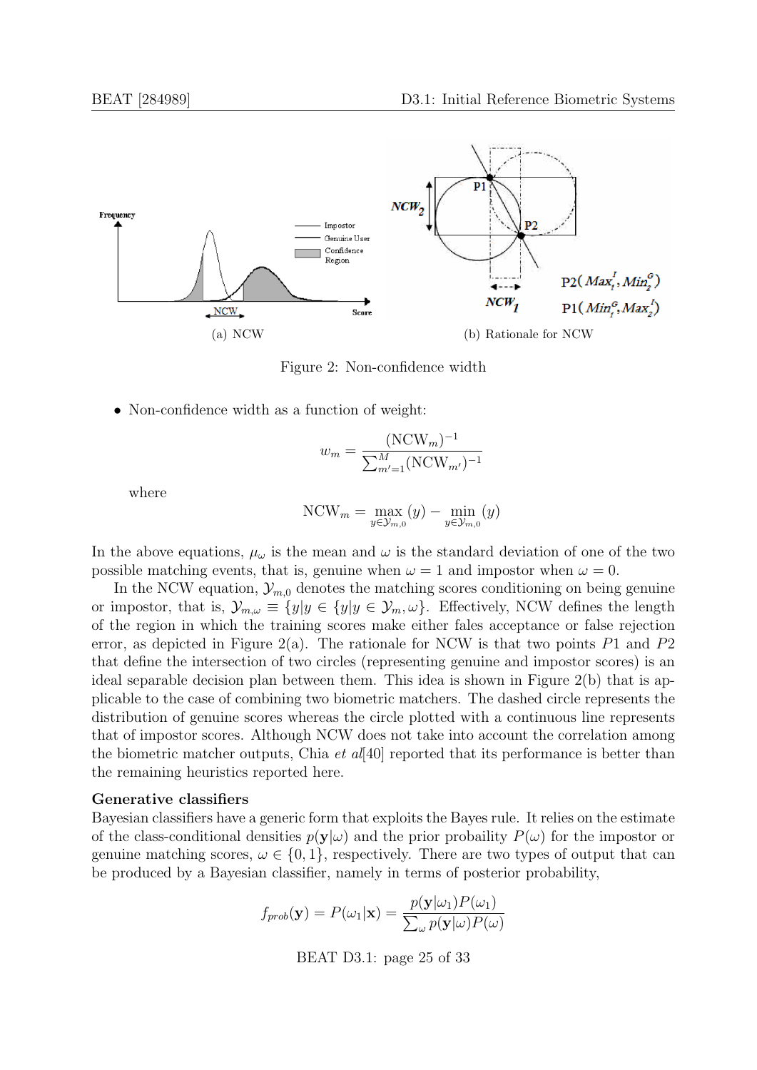(a) NCW

(b) Rationale for NCW

Figure 2: Non-confidence width

- Non-confidence width as a function of weight:

$$w_m = \frac{(\text{NCW}_m)^{-1}}{\sum_{m'=1}^{M} (\text{NCW}_{m'})^{-1}}$$

where

$$\text{NCW}_m = \max_{y \in \mathcal{Y}_{m,0}} (y) - \min_{y \in \mathcal{Y}_{m,0}} (y)$$

In the above equations, $\mu_\omega$ is the mean and $\omega$ is the standard deviation of one of the two possible matching events, that is, genuine when $\omega = 1$ and impostor when $\omega = 0$.

In the NCW equation, $\mathcal{Y}_{m,0}$ denotes the matching scores conditioning on being genuine or impostor, that is, $\mathcal{Y}_{m,\omega} \equiv \{y | y \in \{y | y \in \mathcal{Y}_m, \omega\}$. Effectively, NCW defines the length of the region in which the training scores make either fales acceptance or false rejection error, as depicted in Figure 2(a). The rationale for NCW is that two points $P1$ and $P2$ that define the intersection of two circles (representing genuine and impostor scores) is an ideal separable decision plan between them. This idea is shown in Figure 2(b) that is applicable to the case of combining two biometric matchers. The dashed circle represents the distribution of genuine scores whereas the circle plotted with a continuous line represents that of impostor scores. Although NCW does not take into account the correlation among the biometric matcher outputs, Chia *et al*[40] reported that its performance is better than the remaining heuristics reported here.

**Generative classifiers**

Bayesian classifiers have a generic form that exploits the Bayes rule. It relies on the estimate of the class-conditional densities $p(\mathbf{y}|\omega)$ and the prior probaility $P(\omega)$ for the impostor or genuine matching scores, $\omega \in \{0, 1\}$, respectively. There are two types of output that can be produced by a Bayesian classifier, namely in terms of posterior probability,

$$f_{prob}(\mathbf{y}) = P(\omega_1|\mathbf{x}) = \frac{p(\mathbf{y}|\omega_1)P(\omega_1)}{\sum_\omega p(\mathbf{y}|\omega)P(\omega)}$$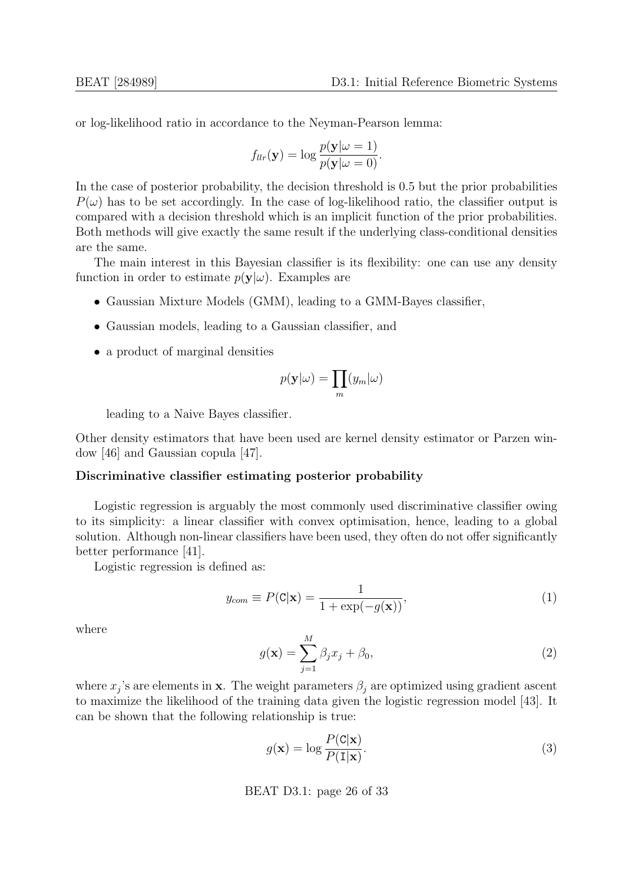or log-likelihood ratio in accordance to the Neyman-Pearson lemma:

$$f_{llr}(\mathbf{y}) = \log \frac{p(\mathbf{y}|\omega = 1)}{p(\mathbf{y}|\omega = 0)}.$$

In the case of posterior probability, the decision threshold is 0.5 but the prior probabilities $P(\omega)$ has to be set accordingly. In the case of log-likelihood ratio, the classifier output is compared with a decision threshold which is an implicit function of the prior probabilities. Both methods will give exactly the same result if the underlying class-conditional densities are the same.

The main interest in this Bayesian classifier is its flexibility: one can use any density function in order to estimate $p(\mathbf{y}|\omega)$. Examples are

- Gaussian Mixture Models (GMM), leading to a GMM-Bayes classifier,
- Gaussian models, leading to a Gaussian classifier, and
- a product of marginal densities

  $$p(\mathbf{y}|\omega) = \prod_m (y_m|\omega)$$

  leading to a Naive Bayes classifier.

Other density estimators that have been used are kernel density estimator or Parzen window [46] and Gaussian copula [47].

**Discriminative classifier estimating posterior probability**

Logistic regression is arguably the most commonly used discriminative classifier owing to its simplicity: a linear classifier with convex optimisation, hence, leading to a global solution. Although non-linear classifiers have been used, they often do not offer significantly better performance [41].

Logistic regression is defined as:

$$y_{com} \equiv P(\mathtt{C}|\mathbf{x}) = \frac{1}{1 + \exp(-g(\mathbf{x}))}, \tag{1}$$

where

$$g(\mathbf{x}) = \sum_{j=1}^{M} \beta_j x_j + \beta_0, \tag{2}$$

where $x_j$'s are elements in $\mathbf{x}$. The weight parameters $\beta_j$ are optimized using gradient ascent to maximize the likelihood of the training data given the logistic regression model [43]. It can be shown that the following relationship is true:

$$g(\mathbf{x}) = \log \frac{P(\mathtt{C}|\mathbf{x})}{P(\mathtt{I}|\mathbf{x})}. \tag{3}$$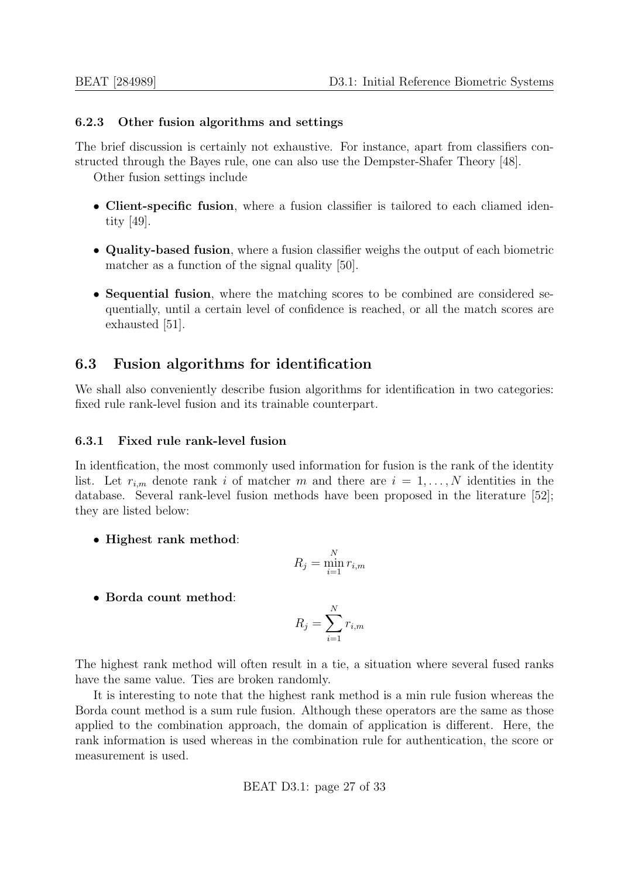### 6.2.3 Other fusion algorithms and settings

The brief discussion is certainly not exhaustive. For instance, apart from classifiers constructed through the Bayes rule, one can also use the Dempster-Shafer Theory [48].

Other fusion settings include

- **Client-specific fusion**, where a fusion classifier is tailored to each cliamed identity [49].
- **Quality-based fusion**, where a fusion classifier weighs the output of each biometric matcher as a function of the signal quality [50].
- **Sequential fusion**, where the matching scores to be combined are considered sequentially, until a certain level of confidence is reached, or all the match scores are exhausted [51].

## 6.3 Fusion algorithms for identification

We shall also conveniently describe fusion algorithms for identification in two categories: fixed rule rank-level fusion and its trainable counterpart.

### 6.3.1 Fixed rule rank-level fusion

In identfication, the most commonly used information for fusion is the rank of the identity list. Let $r_{i,m}$ denote rank $i$ of matcher $m$ and there are $i = 1, \ldots, N$ identities in the database. Several rank-level fusion methods have been proposed in the literature [52]; they are listed below:

- **Highest rank method**:

$$R_j = \min_{i=1}^{N} r_{i,m}$$

- **Borda count method**:

$$R_j = \sum_{i=1}^{N} r_{i,m}$$

The highest rank method will often result in a tie, a situation where several fused ranks have the same value. Ties are broken randomly.

It is interesting to note that the highest rank method is a min rule fusion whereas the Borda count method is a sum rule fusion. Although these operators are the same as those applied to the combination approach, the domain of application is different. Here, the rank information is used whereas in the combination rule for authentication, the score or measurement is used.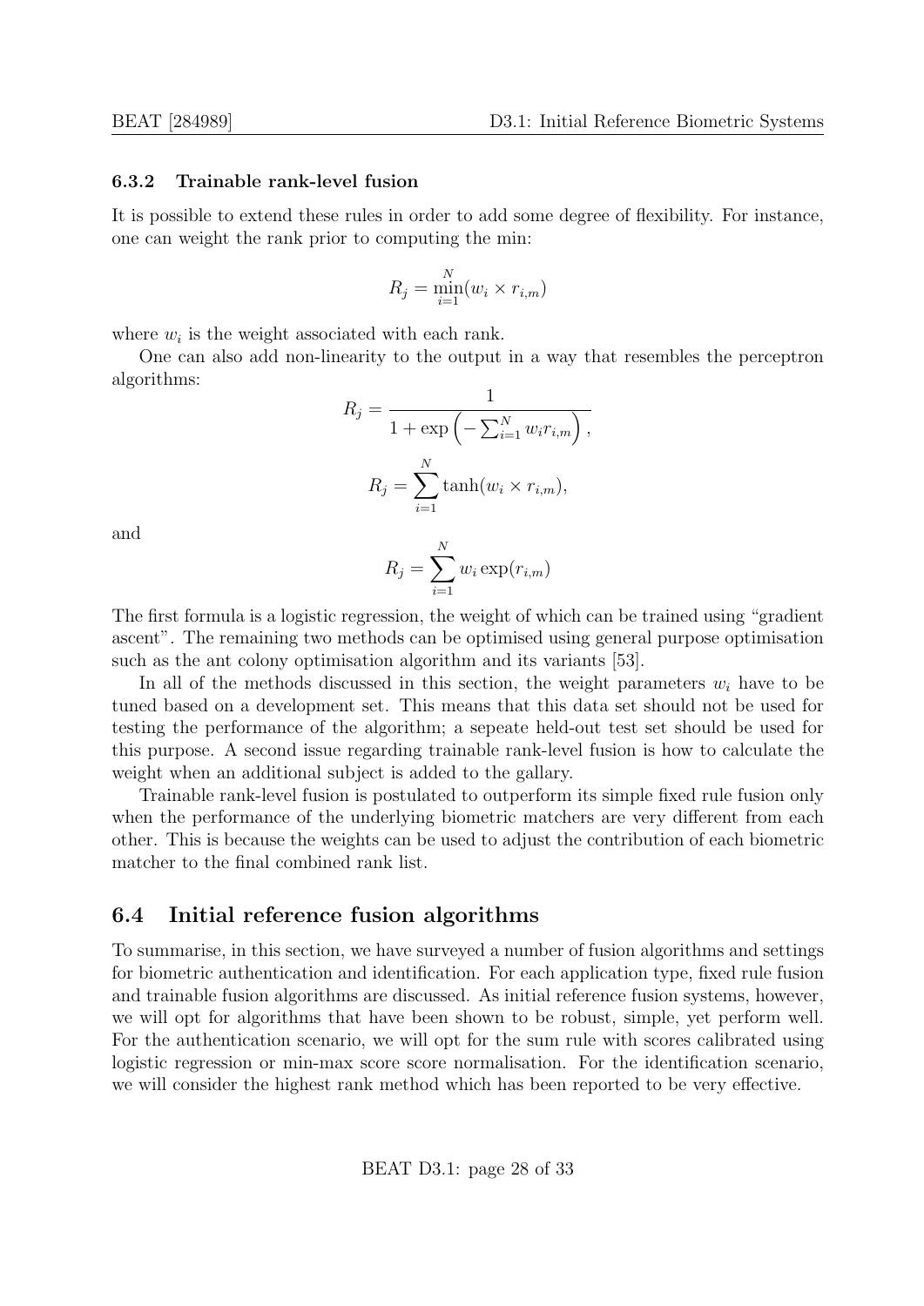### 6.3.2 Trainable rank-level fusion

It is possible to extend these rules in order to add some degree of flexibility. For instance, one can weight the rank prior to computing the min:

$$R_j = \min_{i=1}^{N} (w_i \times r_{i,m})$$

where $w_i$ is the weight associated with each rank.

One can also add non-linearity to the output in a way that resembles the perceptron algorithms:

$$R_j = \frac{1}{1 + \exp\left(-\sum_{i=1}^{N} w_i r_{i,m}\right)},$$

$$R_j = \sum_{i=1}^{N} \tanh(w_i \times r_{i,m}),$$

and

$$R_j = \sum_{i=1}^{N} w_i \exp(r_{i,m})$$

The first formula is a logistic regression, the weight of which can be trained using "gradient ascent". The remaining two methods can be optimised using general purpose optimisation such as the ant colony optimisation algorithm and its variants [53].

In all of the methods discussed in this section, the weight parameters $w_i$ have to be tuned based on a development set. This means that this data set should not be used for testing the performance of the algorithm; a sepeate held-out test set should be used for this purpose. A second issue regarding trainable rank-level fusion is how to calculate the weight when an additional subject is added to the gallary.

Trainable rank-level fusion is postulated to outperform its simple fixed rule fusion only when the performance of the underlying biometric matchers are very different from each other. This is because the weights can be used to adjust the contribution of each biometric matcher to the final combined rank list.

## 6.4 Initial reference fusion algorithms

To summarise, in this section, we have surveyed a number of fusion algorithms and settings for biometric authentication and identification. For each application type, fixed rule fusion and trainable fusion algorithms are discussed. As initial reference fusion systems, however, we will opt for algorithms that have been shown to be robust, simple, yet perform well. For the authentication scenario, we will opt for the sum rule with scores calibrated using logistic regression or min-max score score normalisation. For the identification scenario, we will consider the highest rank method which has been reported to be very effective.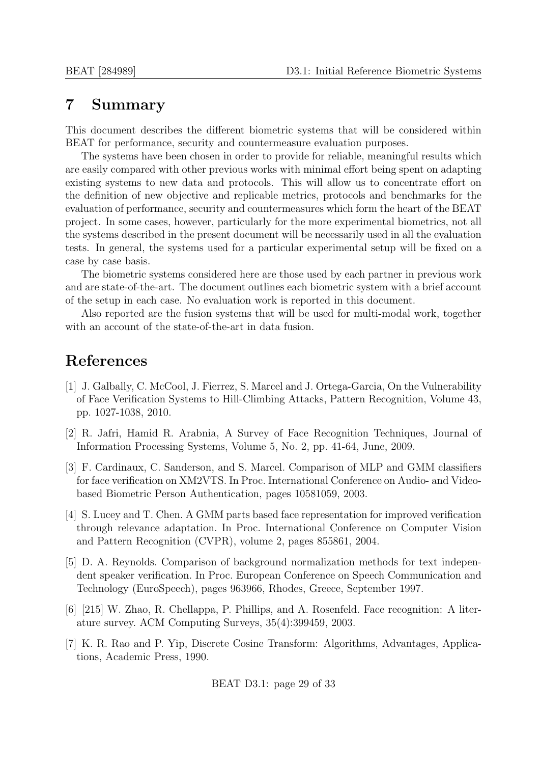# 7 Summary

This document describes the different biometric systems that will be considered within BEAT for performance, security and countermeasure evaluation purposes.

The systems have been chosen in order to provide for reliable, meaningful results which are easily compared with other previous works with minimal effort being spent on adapting existing systems to new data and protocols. This will allow us to concentrate effort on the definition of new objective and replicable metrics, protocols and benchmarks for the evaluation of performance, security and countermeasures which form the heart of the BEAT project. In some cases, however, particularly for the more experimental biometrics, not all the systems described in the present document will be necessarily used in all the evaluation tests. In general, the systems used for a particular experimental setup will be fixed on a case by case basis.

The biometric systems considered here are those used by each partner in previous work and are state-of-the-art. The document outlines each biometric system with a brief account of the setup in each case. No evaluation work is reported in this document.

Also reported are the fusion systems that will be used for multi-modal work, together with an account of the state-of-the-art in data fusion.

# References

[1] J. Galbally, C. McCool, J. Fierrez, S. Marcel and J. Ortega-Garcia, On the Vulnerability of Face Verification Systems to Hill-Climbing Attacks, Pattern Recognition, Volume 43, pp. 1027-1038, 2010.

[2] R. Jafri, Hamid R. Arabnia, A Survey of Face Recognition Techniques, Journal of Information Processing Systems, Volume 5, No. 2, pp. 41-64, June, 2009.

[3] F. Cardinaux, C. Sanderson, and S. Marcel. Comparison of MLP and GMM classifiers for face verification on XM2VTS. In Proc. International Conference on Audio- and Video-based Biometric Person Authentication, pages 10581059, 2003.

[4] S. Lucey and T. Chen. A GMM parts based face representation for improved verification through relevance adaptation. In Proc. International Conference on Computer Vision and Pattern Recognition (CVPR), volume 2, pages 855861, 2004.

[5] D. A. Reynolds. Comparison of background normalization methods for text independent speaker verification. In Proc. European Conference on Speech Communication and Technology (EuroSpeech), pages 963966, Rhodes, Greece, September 1997.

[6] [215] W. Zhao, R. Chellappa, P. Phillips, and A. Rosenfeld. Face recognition: A literature survey. ACM Computing Surveys, 35(4):399459, 2003.

[7] K. R. Rao and P. Yip, Discrete Cosine Transform: Algorithms, Advantages, Applications, Academic Press, 1990.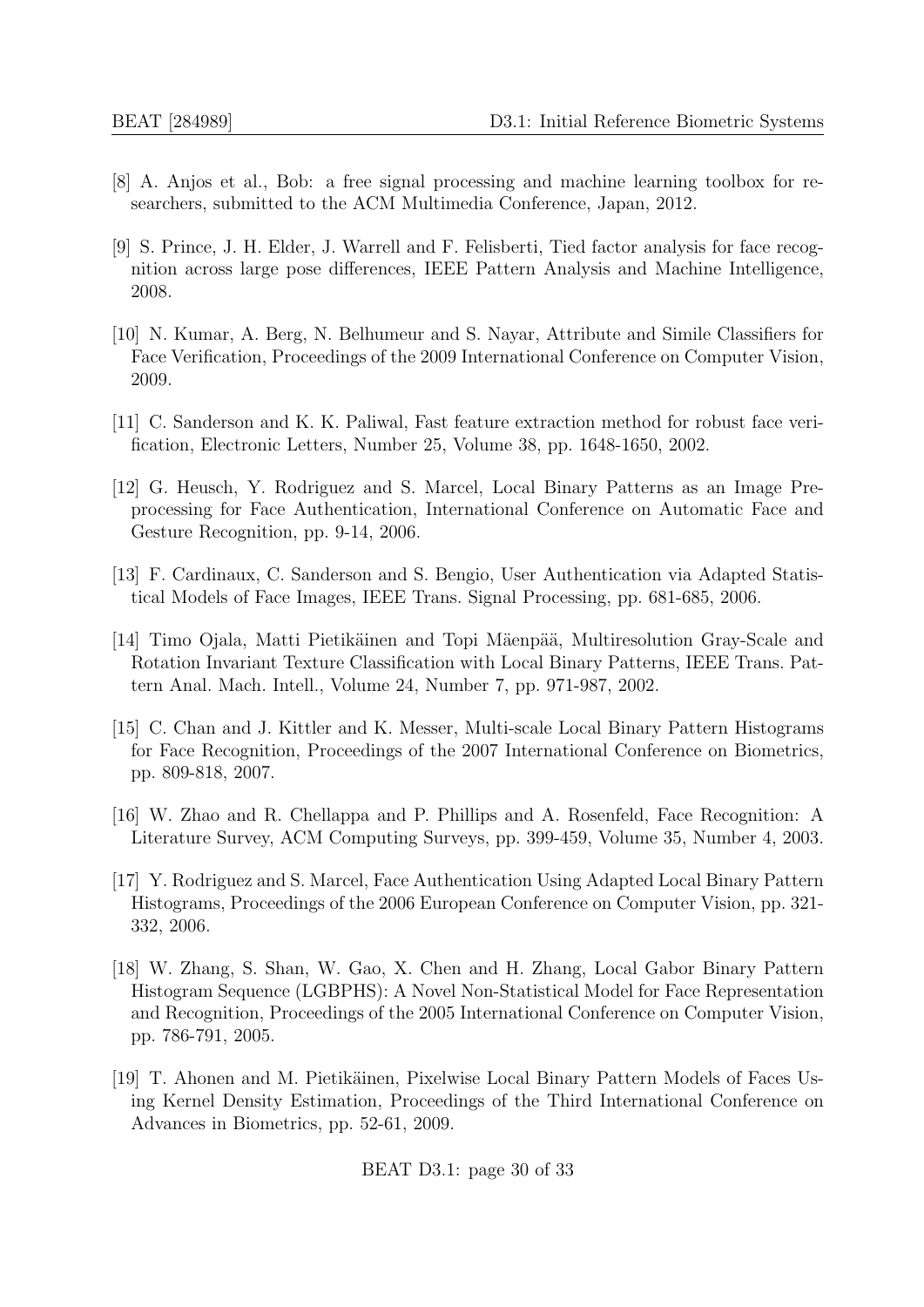[8] A. Anjos et al., Bob: a free signal processing and machine learning toolbox for researchers, submitted to the ACM Multimedia Conference, Japan, 2012.

[9] S. Prince, J. H. Elder, J. Warrell and F. Felisberti, Tied factor analysis for face recognition across large pose differences, IEEE Pattern Analysis and Machine Intelligence, 2008.

[10] N. Kumar, A. Berg, N. Belhumeur and S. Nayar, Attribute and Simile Classifiers for Face Verification, Proceedings of the 2009 International Conference on Computer Vision, 2009.

[11] C. Sanderson and K. K. Paliwal, Fast feature extraction method for robust face verification, Electronic Letters, Number 25, Volume 38, pp. 1648-1650, 2002.

[12] G. Heusch, Y. Rodriguez and S. Marcel, Local Binary Patterns as an Image Preprocessing for Face Authentication, International Conference on Automatic Face and Gesture Recognition, pp. 9-14, 2006.

[13] F. Cardinaux, C. Sanderson and S. Bengio, User Authentication via Adapted Statistical Models of Face Images, IEEE Trans. Signal Processing, pp. 681-685, 2006.

[14] Timo Ojala, Matti Pietikäinen and Topi Mäenpää, Multiresolution Gray-Scale and Rotation Invariant Texture Classification with Local Binary Patterns, IEEE Trans. Pattern Anal. Mach. Intell., Volume 24, Number 7, pp. 971-987, 2002.

[15] C. Chan and J. Kittler and K. Messer, Multi-scale Local Binary Pattern Histograms for Face Recognition, Proceedings of the 2007 International Conference on Biometrics, pp. 809-818, 2007.

[16] W. Zhao and R. Chellappa and P. Phillips and A. Rosenfeld, Face Recognition: A Literature Survey, ACM Computing Surveys, pp. 399-459, Volume 35, Number 4, 2003.

[17] Y. Rodriguez and S. Marcel, Face Authentication Using Adapted Local Binary Pattern Histograms, Proceedings of the 2006 European Conference on Computer Vision, pp. 321-332, 2006.

[18] W. Zhang, S. Shan, W. Gao, X. Chen and H. Zhang, Local Gabor Binary Pattern Histogram Sequence (LGBPHS): A Novel Non-Statistical Model for Face Representation and Recognition, Proceedings of the 2005 International Conference on Computer Vision, pp. 786-791, 2005.

[19] T. Ahonen and M. Pietikäinen, Pixelwise Local Binary Pattern Models of Faces Using Kernel Density Estimation, Proceedings of the Third International Conference on Advances in Biometrics, pp. 52-61, 2009.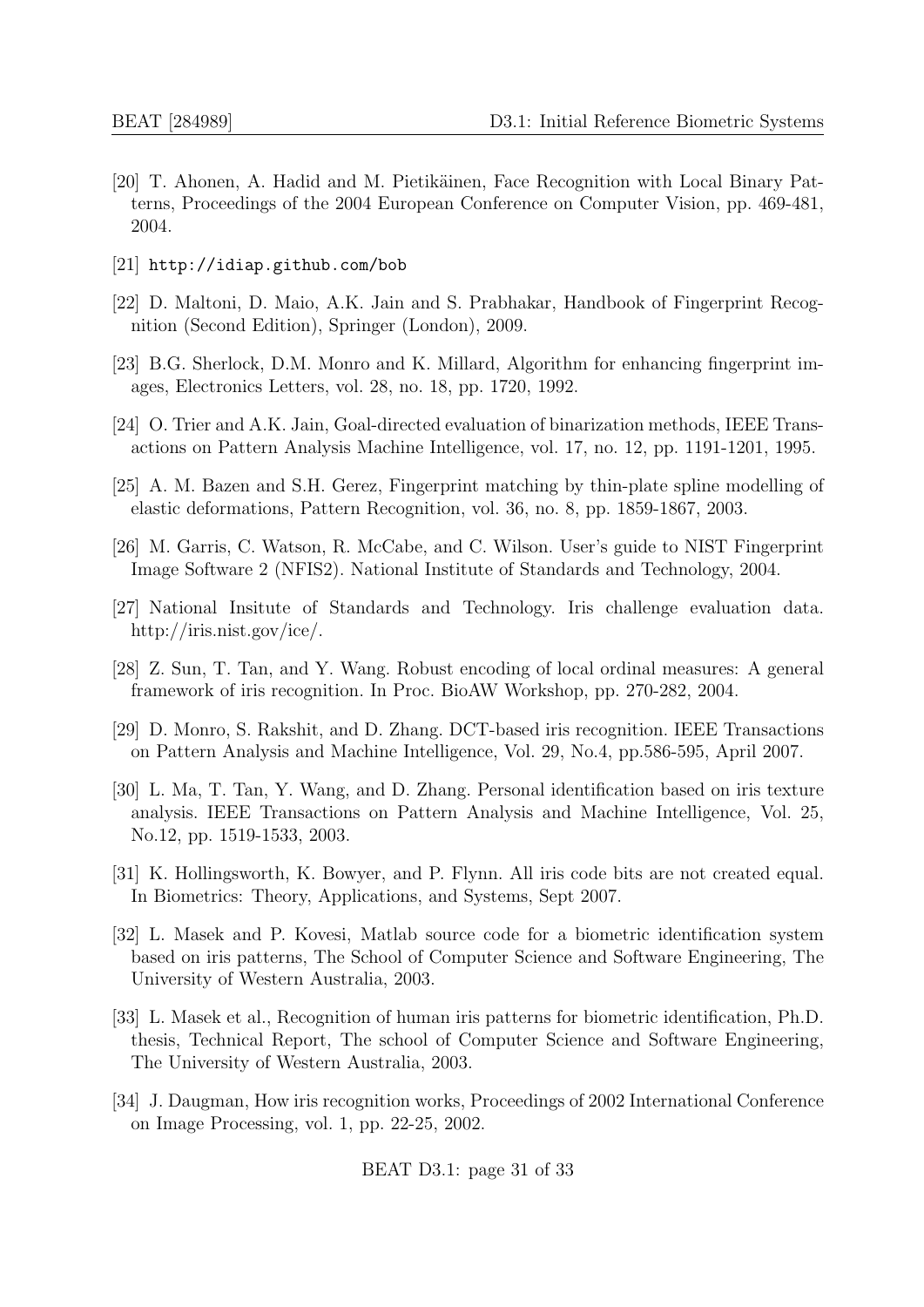[20] T. Ahonen, A. Hadid and M. Pietikäinen, Face Recognition with Local Binary Patterns, Proceedings of the 2004 European Conference on Computer Vision, pp. 469-481, 2004.

[21] `http://idiap.github.com/bob`

[22] D. Maltoni, D. Maio, A.K. Jain and S. Prabhakar, Handbook of Fingerprint Recognition (Second Edition), Springer (London), 2009.

[23] B.G. Sherlock, D.M. Monro and K. Millard, Algorithm for enhancing fingerprint images, Electronics Letters, vol. 28, no. 18, pp. 1720, 1992.

[24] O. Trier and A.K. Jain, Goal-directed evaluation of binarization methods, IEEE Transactions on Pattern Analysis Machine Intelligence, vol. 17, no. 12, pp. 1191-1201, 1995.

[25] A. M. Bazen and S.H. Gerez, Fingerprint matching by thin-plate spline modelling of elastic deformations, Pattern Recognition, vol. 36, no. 8, pp. 1859-1867, 2003.

[26] M. Garris, C. Watson, R. McCabe, and C. Wilson. User's guide to NIST Fingerprint Image Software 2 (NFIS2). National Institute of Standards and Technology, 2004.

[27] National Insitute of Standards and Technology. Iris challenge evaluation data. http://iris.nist.gov/ice/.

[28] Z. Sun, T. Tan, and Y. Wang. Robust encoding of local ordinal measures: A general framework of iris recognition. In Proc. BioAW Workshop, pp. 270-282, 2004.

[29] D. Monro, S. Rakshit, and D. Zhang. DCT-based iris recognition. IEEE Transactions on Pattern Analysis and Machine Intelligence, Vol. 29, No.4, pp.586-595, April 2007.

[30] L. Ma, T. Tan, Y. Wang, and D. Zhang. Personal identification based on iris texture analysis. IEEE Transactions on Pattern Analysis and Machine Intelligence, Vol. 25, No.12, pp. 1519-1533, 2003.

[31] K. Hollingsworth, K. Bowyer, and P. Flynn. All iris code bits are not created equal. In Biometrics: Theory, Applications, and Systems, Sept 2007.

[32] L. Masek and P. Kovesi, Matlab source code for a biometric identification system based on iris patterns, The School of Computer Science and Software Engineering, The University of Western Australia, 2003.

[33] L. Masek et al., Recognition of human iris patterns for biometric identification, Ph.D. thesis, Technical Report, The school of Computer Science and Software Engineering, The University of Western Australia, 2003.

[34] J. Daugman, How iris recognition works, Proceedings of 2002 International Conference on Image Processing, vol. 1, pp. 22-25, 2002.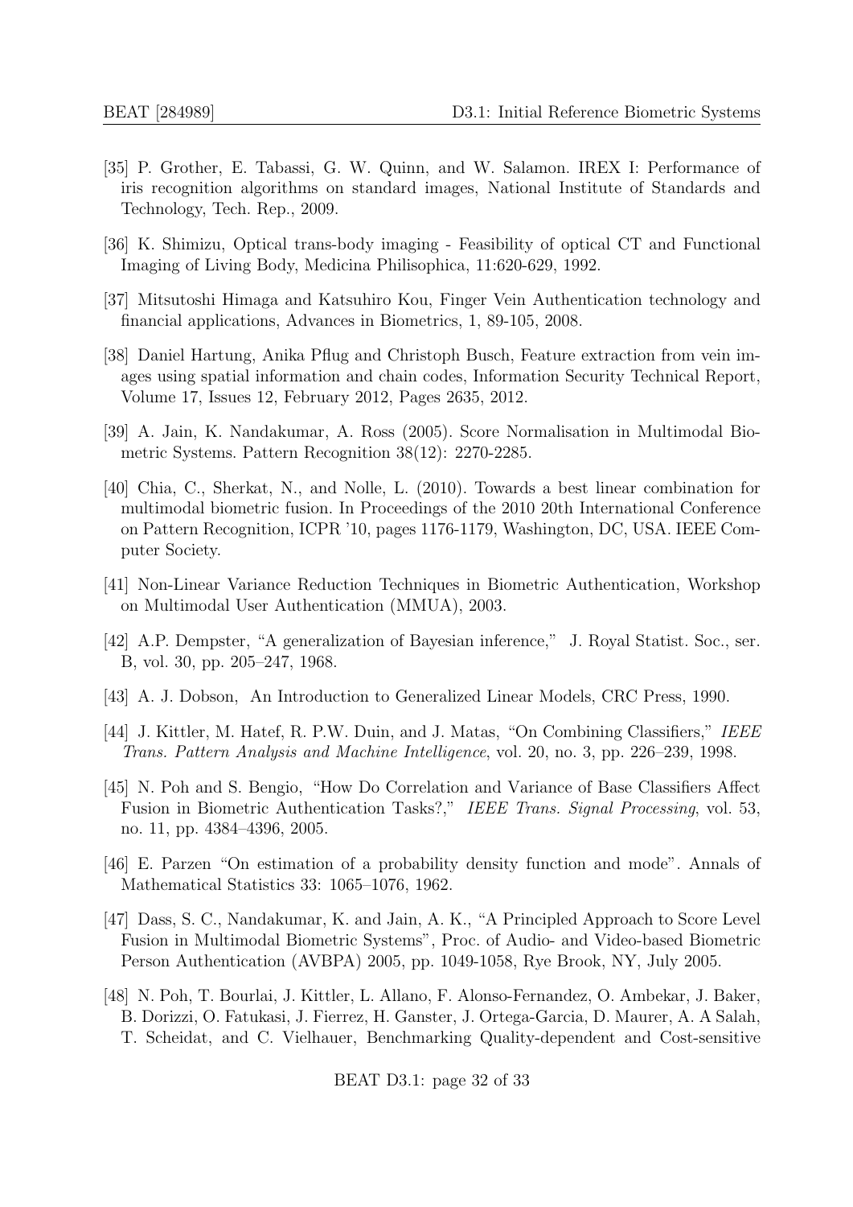[35] P. Grother, E. Tabassi, G. W. Quinn, and W. Salamon. IREX I: Performance of iris recognition algorithms on standard images, National Institute of Standards and Technology, Tech. Rep., 2009.

[36] K. Shimizu, Optical trans-body imaging - Feasibility of optical CT and Functional Imaging of Living Body, Medicina Philisophica, 11:620-629, 1992.

[37] Mitsutoshi Himaga and Katsuhiro Kou, Finger Vein Authentication technology and financial applications, Advances in Biometrics, 1, 89-105, 2008.

[38] Daniel Hartung, Anika Pflug and Christoph Busch, Feature extraction from vein images using spatial information and chain codes, Information Security Technical Report, Volume 17, Issues 12, February 2012, Pages 2635, 2012.

[39] A. Jain, K. Nandakumar, A. Ross (2005). Score Normalisation in Multimodal Biometric Systems. Pattern Recognition 38(12): 2270-2285.

[40] Chia, C., Sherkat, N., and Nolle, L. (2010). Towards a best linear combination for multimodal biometric fusion. In Proceedings of the 2010 20th International Conference on Pattern Recognition, ICPR '10, pages 1176-1179, Washington, DC, USA. IEEE Computer Society.

[41] Non-Linear Variance Reduction Techniques in Biometric Authentication, Workshop on Multimodal User Authentication (MMUA), 2003.

[42] A.P. Dempster, "A generalization of Bayesian inference," J. Royal Statist. Soc., ser. B, vol. 30, pp. 205–247, 1968.

[43] A. J. Dobson, An Introduction to Generalized Linear Models, CRC Press, 1990.

[44] J. Kittler, M. Hatef, R. P.W. Duin, and J. Matas, "On Combining Classifiers," *IEEE Trans. Pattern Analysis and Machine Intelligence*, vol. 20, no. 3, pp. 226–239, 1998.

[45] N. Poh and S. Bengio, "How Do Correlation and Variance of Base Classifiers Affect Fusion in Biometric Authentication Tasks?," *IEEE Trans. Signal Processing*, vol. 53, no. 11, pp. 4384–4396, 2005.

[46] E. Parzen "On estimation of a probability density function and mode". Annals of Mathematical Statistics 33: 1065–1076, 1962.

[47] Dass, S. C., Nandakumar, K. and Jain, A. K., "A Principled Approach to Score Level Fusion in Multimodal Biometric Systems", Proc. of Audio- and Video-based Biometric Person Authentication (AVBPA) 2005, pp. 1049-1058, Rye Brook, NY, July 2005.

[48] N. Poh, T. Bourlai, J. Kittler, L. Allano, F. Alonso-Fernandez, O. Ambekar, J. Baker, B. Dorizzi, O. Fatukasi, J. Fierrez, H. Ganster, J. Ortega-Garcia, D. Maurer, A. A Salah, T. Scheidat, and C. Vielhauer, Benchmarking Quality-dependent and Cost-sensitive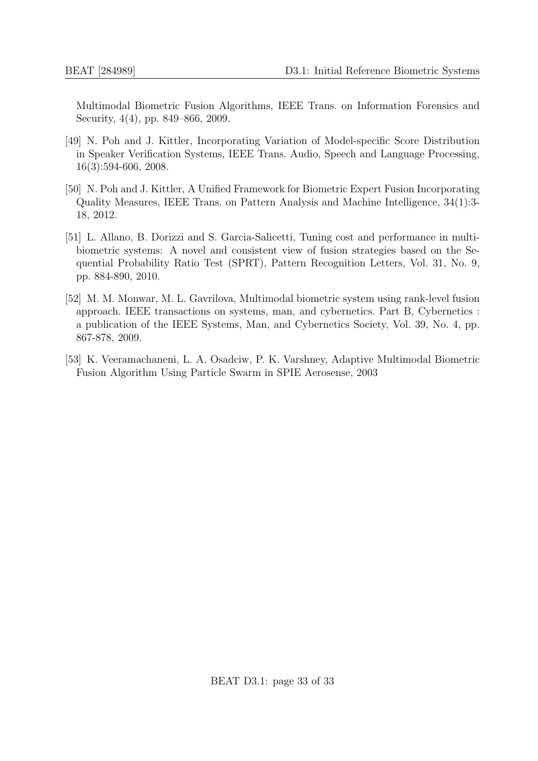Multimodal Biometric Fusion Algorithms, IEEE Trans. on Information Forensics and Security, 4(4), pp. 849–866, 2009.

[49] N. Poh and J. Kittler, Incorporating Variation of Model-specific Score Distribution in Speaker Verification Systems, IEEE Trans. Audio, Speech and Language Processing, 16(3):594-606, 2008.

[50] N. Poh and J. Kittler, A Unified Framework for Biometric Expert Fusion Incorporating Quality Measures, IEEE Trans. on Pattern Analysis and Machine Intelligence, 34(1):3-18, 2012.

[51] L. Allano, B. Dorizzi and S. Garcia-Salicetti, Tuning cost and performance in multi-biometric systems: A novel and consistent view of fusion strategies based on the Sequential Probability Ratio Test (SPRT), Pattern Recognition Letters, Vol. 31, No. 9, pp. 884-890, 2010.

[52] M. M. Monwar, M. L. Gavrilova, Multimodal biometric system using rank-level fusion approach. IEEE transactions on systems, man, and cybernetics. Part B, Cybernetics : a publication of the IEEE Systems, Man, and Cybernetics Society, Vol. 39, No. 4, pp. 867-878, 2009.

[53] K. Veeramachaneni, L. A. Osadciw, P. K. Varshney, Adaptive Multimodal Biometric Fusion Algorithm Using Particle Swarm in SPIE Aerosense, 2003